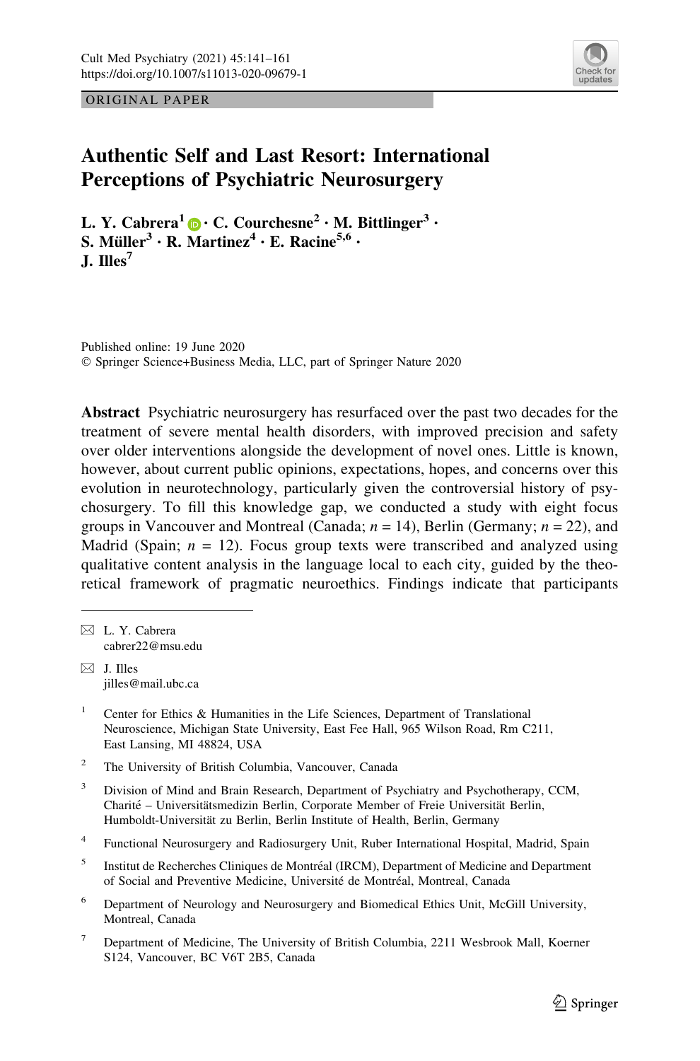ORIGINAL PAPER

# Authentic Self and Last Resort: International Perceptions of Psychiatric Neurosurgery

**L. Y. Cabrera[1] · C. Courchesne[2] · M. Bittlinger[3] · S. Müller[3] · R. Martinez[4] · E. Racine[5,6] · J. Illes[7]**

Published online: 19 June 2020
© Springer Science+Business Media, LLC, part of Springer Nature 2020

**Abstract** Psychiatric neurosurgery has resurfaced over the past two decades for the treatment of severe mental health disorders, with improved precision and safety over older interventions alongside the development of novel ones. Little is known, however, about current public opinions, expectations, hopes, and concerns over this evolution in neurotechnology, particularly given the controversial history of psychosurgery. To fill this knowledge gap, we conducted a study with eight focus groups in Vancouver and Montreal (Canada; $n = 14$), Berlin (Germany; $n = 22$), and Madrid (Spain; $n = 12$). Focus group texts were transcribed and analyzed using qualitative content analysis in the language local to each city, guided by the theoretical framework of pragmatic neuroethics. Findings indicate that participants

✉ L. Y. Cabrera
cabrer22@msu.edu

✉ J. Illes
jilles@mail.ubc.ca

[1] Center for Ethics & Humanities in the Life Sciences, Department of Translational Neuroscience, Michigan State University, East Fee Hall, 965 Wilson Road, Rm C211, East Lansing, MI 48824, USA

[2] The University of British Columbia, Vancouver, Canada

[3] Division of Mind and Brain Research, Department of Psychiatry and Psychotherapy, CCM, Charité – Universitätsmedizin Berlin, Corporate Member of Freie Universität Berlin, Humboldt-Universität zu Berlin, Berlin Institute of Health, Berlin, Germany

[4] Functional Neurosurgery and Radiosurgery Unit, Ruber International Hospital, Madrid, Spain

[5] Institut de Recherches Cliniques de Montréal (IRCM), Department of Medicine and Department of Social and Preventive Medicine, Université de Montréal, Montreal, Canada

[6] Department of Neurology and Neurosurgery and Biomedical Ethics Unit, McGill University, Montreal, Canada

[7] Department of Medicine, The University of British Columbia, 2211 Wesbrook Mall, Koerner S124, Vancouver, BC V6T 2B5, Canada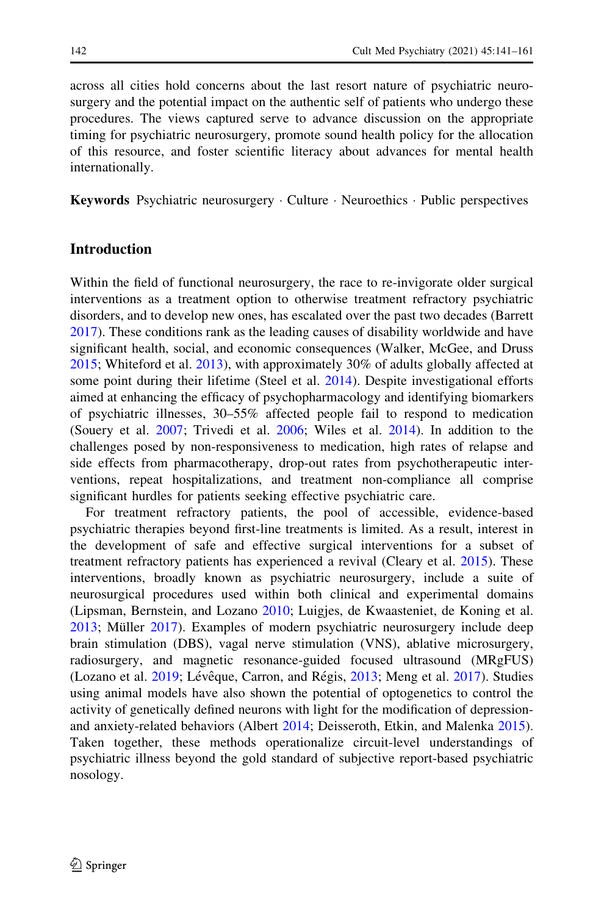across all cities hold concerns about the last resort nature of psychiatric neurosurgery and the potential impact on the authentic self of patients who undergo these procedures. The views captured serve to advance discussion on the appropriate timing for psychiatric neurosurgery, promote sound health policy for the allocation of this resource, and foster scientific literacy about advances for mental health internationally.

**Keywords** Psychiatric neurosurgery · Culture · Neuroethics · Public perspectives

## Introduction

Within the field of functional neurosurgery, the race to re-invigorate older surgical interventions as a treatment option to otherwise treatment refractory psychiatric disorders, and to develop new ones, has escalated over the past two decades (Barrett 2017). These conditions rank as the leading causes of disability worldwide and have significant health, social, and economic consequences (Walker, McGee, and Druss 2015; Whiteford et al. 2013), with approximately 30% of adults globally affected at some point during their lifetime (Steel et al. 2014). Despite investigational efforts aimed at enhancing the efficacy of psychopharmacology and identifying biomarkers of psychiatric illnesses, 30–55% affected people fail to respond to medication (Souery et al. 2007; Trivedi et al. 2006; Wiles et al. 2014). In addition to the challenges posed by non-responsiveness to medication, high rates of relapse and side effects from pharmacotherapy, drop-out rates from psychotherapeutic interventions, repeat hospitalizations, and treatment non-compliance all comprise significant hurdles for patients seeking effective psychiatric care.

For treatment refractory patients, the pool of accessible, evidence-based psychiatric therapies beyond first-line treatments is limited. As a result, interest in the development of safe and effective surgical interventions for a subset of treatment refractory patients has experienced a revival (Cleary et al. 2015). These interventions, broadly known as psychiatric neurosurgery, include a suite of neurosurgical procedures used within both clinical and experimental domains (Lipsman, Bernstein, and Lozano 2010; Luigjes, de Kwaasteniet, de Koning et al. 2013; Müller 2017). Examples of modern psychiatric neurosurgery include deep brain stimulation (DBS), vagal nerve stimulation (VNS), ablative microsurgery, radiosurgery, and magnetic resonance-guided focused ultrasound (MRgFUS) (Lozano et al. 2019; Lévêque, Carron, and Régis, 2013; Meng et al. 2017). Studies using animal models have also shown the potential of optogenetics to control the activity of genetically defined neurons with light for the modification of depression- and anxiety-related behaviors (Albert 2014; Deisseroth, Etkin, and Malenka 2015). Taken together, these methods operationalize circuit-level understandings of psychiatric illness beyond the gold standard of subjective report-based psychiatric nosology.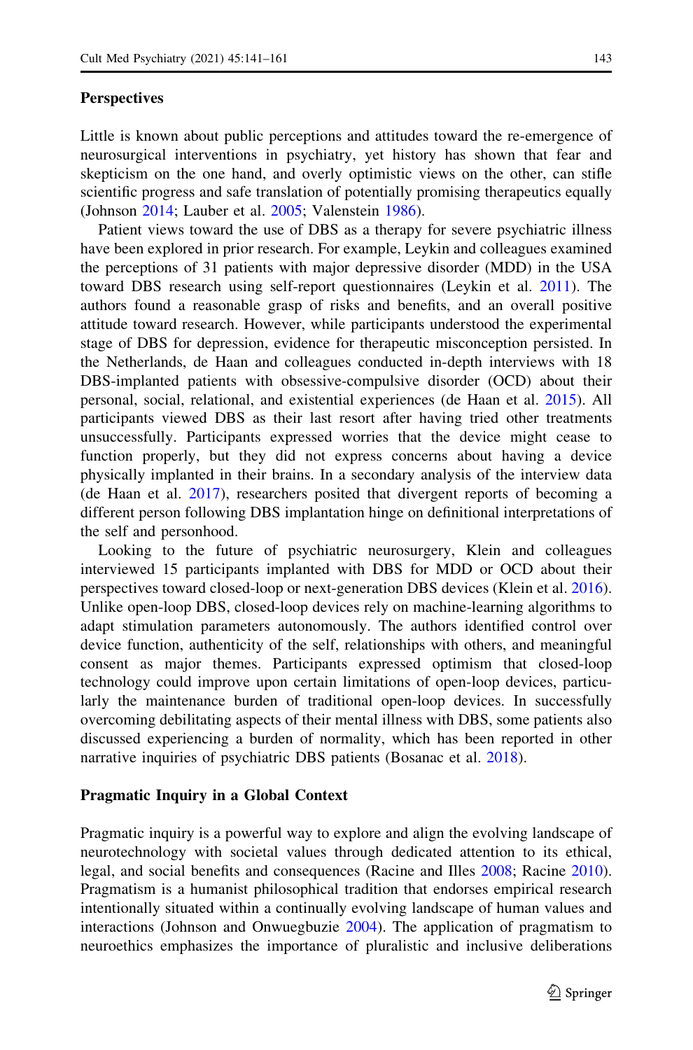## Perspectives

Little is known about public perceptions and attitudes toward the re-emergence of neurosurgical interventions in psychiatry, yet history has shown that fear and skepticism on the one hand, and overly optimistic views on the other, can stifle scientific progress and safe translation of potentially promising therapeutics equally (Johnson 2014; Lauber et al. 2005; Valenstein 1986).

Patient views toward the use of DBS as a therapy for severe psychiatric illness have been explored in prior research. For example, Leykin and colleagues examined the perceptions of 31 patients with major depressive disorder (MDD) in the USA toward DBS research using self-report questionnaires (Leykin et al. 2011). The authors found a reasonable grasp of risks and benefits, and an overall positive attitude toward research. However, while participants understood the experimental stage of DBS for depression, evidence for therapeutic misconception persisted. In the Netherlands, de Haan and colleagues conducted in-depth interviews with 18 DBS-implanted patients with obsessive-compulsive disorder (OCD) about their personal, social, relational, and existential experiences (de Haan et al. 2015). All participants viewed DBS as their last resort after having tried other treatments unsuccessfully. Participants expressed worries that the device might cease to function properly, but they did not express concerns about having a device physically implanted in their brains. In a secondary analysis of the interview data (de Haan et al. 2017), researchers posited that divergent reports of becoming a different person following DBS implantation hinge on definitional interpretations of the self and personhood.

Looking to the future of psychiatric neurosurgery, Klein and colleagues interviewed 15 participants implanted with DBS for MDD or OCD about their perspectives toward closed-loop or next-generation DBS devices (Klein et al. 2016). Unlike open-loop DBS, closed-loop devices rely on machine-learning algorithms to adapt stimulation parameters autonomously. The authors identified control over device function, authenticity of the self, relationships with others, and meaningful consent as major themes. Participants expressed optimism that closed-loop technology could improve upon certain limitations of open-loop devices, particularly the maintenance burden of traditional open-loop devices. In successfully overcoming debilitating aspects of their mental illness with DBS, some patients also discussed experiencing a burden of normality, which has been reported in other narrative inquiries of psychiatric DBS patients (Bosanac et al. 2018).

## Pragmatic Inquiry in a Global Context

Pragmatic inquiry is a powerful way to explore and align the evolving landscape of neurotechnology with societal values through dedicated attention to its ethical, legal, and social benefits and consequences (Racine and Illes 2008; Racine 2010). Pragmatism is a humanist philosophical tradition that endorses empirical research intentionally situated within a continually evolving landscape of human values and interactions (Johnson and Onwuegbuzie 2004). The application of pragmatism to neuroethics emphasizes the importance of pluralistic and inclusive deliberations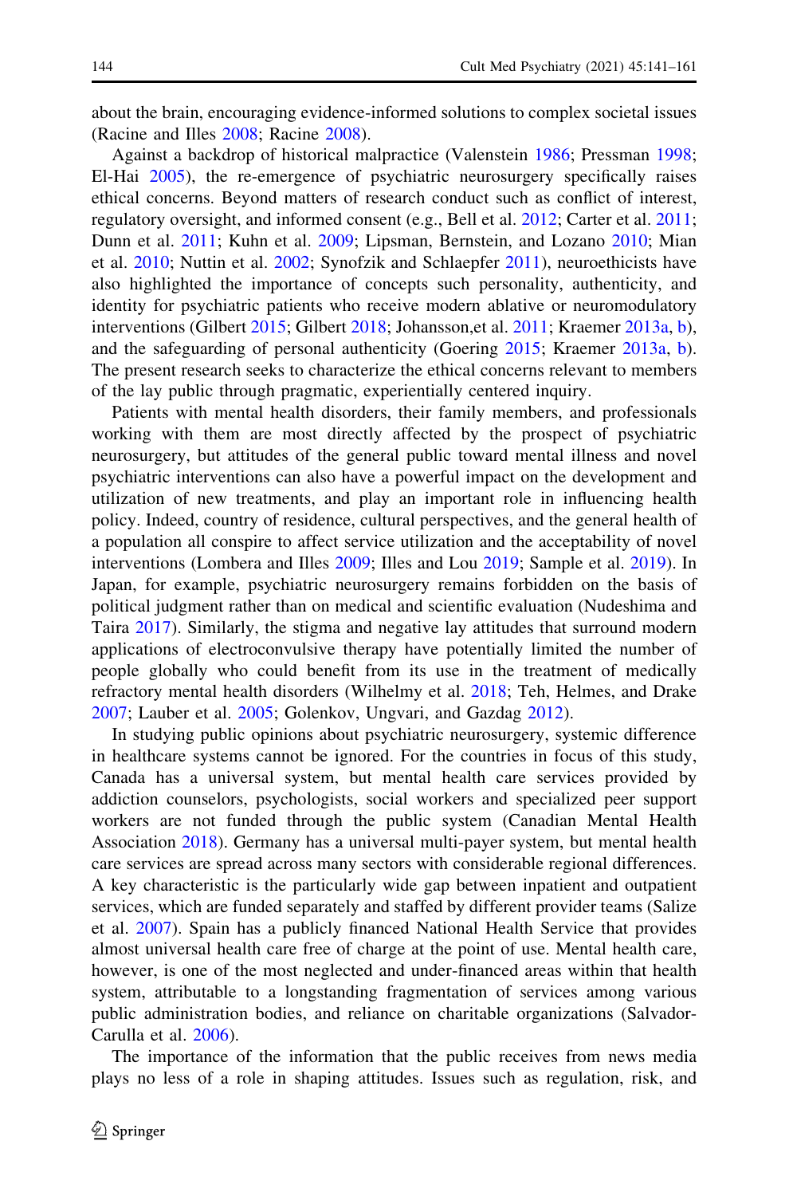about the brain, encouraging evidence-informed solutions to complex societal issues (Racine and Illes 2008; Racine 2008).

Against a backdrop of historical malpractice (Valenstein 1986; Pressman 1998; El-Hai 2005), the re-emergence of psychiatric neurosurgery specifically raises ethical concerns. Beyond matters of research conduct such as conflict of interest, regulatory oversight, and informed consent (e.g., Bell et al. 2012; Carter et al. 2011; Dunn et al. 2011; Kuhn et al. 2009; Lipsman, Bernstein, and Lozano 2010; Mian et al. 2010; Nuttin et al. 2002; Synofzik and Schlaepfer 2011), neuroethicists have also highlighted the importance of concepts such personality, authenticity, and identity for psychiatric patients who receive modern ablative or neuromodulatory interventions (Gilbert 2015; Gilbert 2018; Johansson,et al. 2011; Kraemer 2013a, b), and the safeguarding of personal authenticity (Goering 2015; Kraemer 2013a, b). The present research seeks to characterize the ethical concerns relevant to members of the lay public through pragmatic, experientially centered inquiry.

Patients with mental health disorders, their family members, and professionals working with them are most directly affected by the prospect of psychiatric neurosurgery, but attitudes of the general public toward mental illness and novel psychiatric interventions can also have a powerful impact on the development and utilization of new treatments, and play an important role in influencing health policy. Indeed, country of residence, cultural perspectives, and the general health of a population all conspire to affect service utilization and the acceptability of novel interventions (Lombera and Illes 2009; Illes and Lou 2019; Sample et al. 2019). In Japan, for example, psychiatric neurosurgery remains forbidden on the basis of political judgment rather than on medical and scientific evaluation (Nudeshima and Taira 2017). Similarly, the stigma and negative lay attitudes that surround modern applications of electroconvulsive therapy have potentially limited the number of people globally who could benefit from its use in the treatment of medically refractory mental health disorders (Wilhelmy et al. 2018; Teh, Helmes, and Drake 2007; Lauber et al. 2005; Golenkov, Ungvari, and Gazdag 2012).

In studying public opinions about psychiatric neurosurgery, systemic difference in healthcare systems cannot be ignored. For the countries in focus of this study, Canada has a universal system, but mental health care services provided by addiction counselors, psychologists, social workers and specialized peer support workers are not funded through the public system (Canadian Mental Health Association 2018). Germany has a universal multi-payer system, but mental health care services are spread across many sectors with considerable regional differences. A key characteristic is the particularly wide gap between inpatient and outpatient services, which are funded separately and staffed by different provider teams (Salize et al. 2007). Spain has a publicly financed National Health Service that provides almost universal health care free of charge at the point of use. Mental health care, however, is one of the most neglected and under-financed areas within that health system, attributable to a longstanding fragmentation of services among various public administration bodies, and reliance on charitable organizations (Salvador-Carulla et al. 2006).

The importance of the information that the public receives from news media plays no less of a role in shaping attitudes. Issues such as regulation, risk, and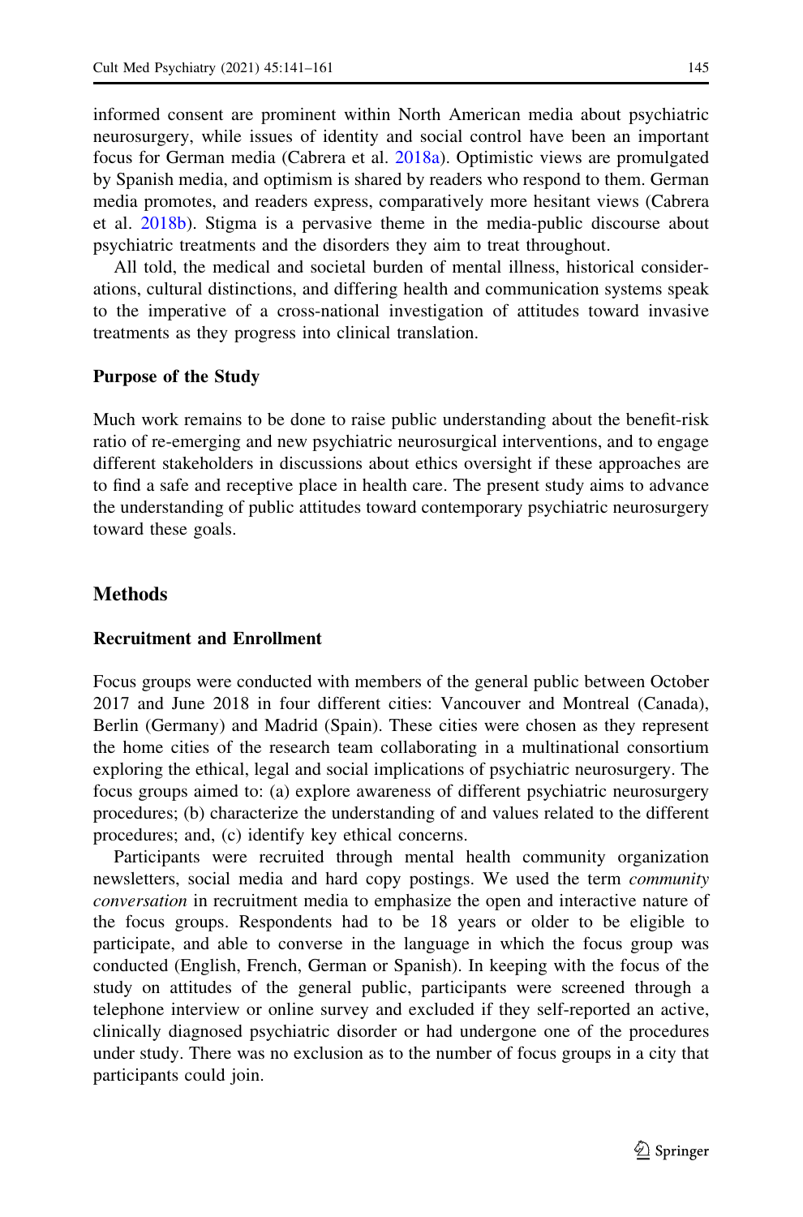informed consent are prominent within North American media about psychiatric neurosurgery, while issues of identity and social control have been an important focus for German media (Cabrera et al. 2018a). Optimistic views are promulgated by Spanish media, and optimism is shared by readers who respond to them. German media promotes, and readers express, comparatively more hesitant views (Cabrera et al. 2018b). Stigma is a pervasive theme in the media-public discourse about psychiatric treatments and the disorders they aim to treat throughout.

All told, the medical and societal burden of mental illness, historical considerations, cultural distinctions, and differing health and communication systems speak to the imperative of a cross-national investigation of attitudes toward invasive treatments as they progress into clinical translation.

### Purpose of the Study

Much work remains to be done to raise public understanding about the benefit-risk ratio of re-emerging and new psychiatric neurosurgical interventions, and to engage different stakeholders in discussions about ethics oversight if these approaches are to find a safe and receptive place in health care. The present study aims to advance the understanding of public attitudes toward contemporary psychiatric neurosurgery toward these goals.

## Methods

### Recruitment and Enrollment

Focus groups were conducted with members of the general public between October 2017 and June 2018 in four different cities: Vancouver and Montreal (Canada), Berlin (Germany) and Madrid (Spain). These cities were chosen as they represent the home cities of the research team collaborating in a multinational consortium exploring the ethical, legal and social implications of psychiatric neurosurgery. The focus groups aimed to: (a) explore awareness of different psychiatric neurosurgery procedures; (b) characterize the understanding of and values related to the different procedures; and, (c) identify key ethical concerns.

Participants were recruited through mental health community organization newsletters, social media and hard copy postings. We used the term *community conversation* in recruitment media to emphasize the open and interactive nature of the focus groups. Respondents had to be 18 years or older to be eligible to participate, and able to converse in the language in which the focus group was conducted (English, French, German or Spanish). In keeping with the focus of the study on attitudes of the general public, participants were screened through a telephone interview or online survey and excluded if they self-reported an active, clinically diagnosed psychiatric disorder or had undergone one of the procedures under study. There was no exclusion as to the number of focus groups in a city that participants could join.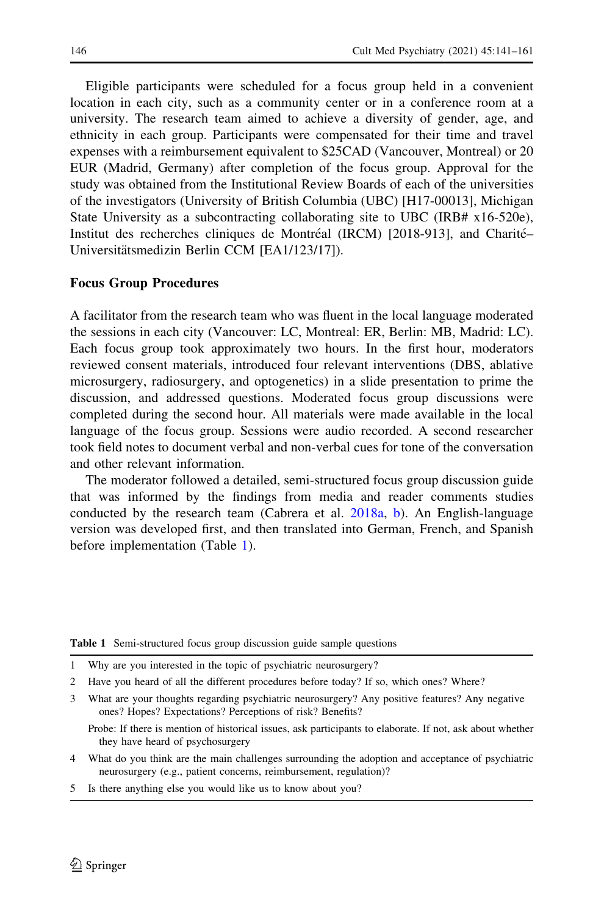Eligible participants were scheduled for a focus group held in a convenient location in each city, such as a community center or in a conference room at a university. The research team aimed to achieve a diversity of gender, age, and ethnicity in each group. Participants were compensated for their time and travel expenses with a reimbursement equivalent to $25CAD (Vancouver, Montreal) or 20 EUR (Madrid, Germany) after completion of the focus group. Approval for the study was obtained from the Institutional Review Boards of each of the universities of the investigators (University of British Columbia (UBC) [H17-00013], Michigan State University as a subcontracting collaborating site to UBC (IRB# x16-520e), Institut des recherches cliniques de Montréal (IRCM) [2018-913], and Charité–Universitätsmedizin Berlin CCM [EA1/123/17]).

### Focus Group Procedures

A facilitator from the research team who was fluent in the local language moderated the sessions in each city (Vancouver: LC, Montreal: ER, Berlin: MB, Madrid: LC). Each focus group took approximately two hours. In the first hour, moderators reviewed consent materials, introduced four relevant interventions (DBS, ablative microsurgery, radiosurgery, and optogenetics) in a slide presentation to prime the discussion, and addressed questions. Moderated focus group discussions were completed during the second hour. All materials were made available in the local language of the focus group. Sessions were audio recorded. A second researcher took field notes to document verbal and non-verbal cues for tone of the conversation and other relevant information.

The moderator followed a detailed, semi-structured focus group discussion guide that was informed by the findings from media and reader comments studies conducted by the research team (Cabrera et al. 2018a, b). An English-language version was developed first, and then translated into German, French, and Spanish before implementation (Table 1).

**Table 1** Semi-structured focus group discussion guide sample questions

| | |
|---|---|
| 1 | Why are you interested in the topic of psychiatric neurosurgery? |
| 2 | Have you heard of all the different procedures before today? If so, which ones? Where? |
| 3 | What are your thoughts regarding psychiatric neurosurgery? Any positive features? Any negative ones? Hopes? Expectations? Perceptions of risk? Benefits? |
| | Probe: If there is mention of historical issues, ask participants to elaborate. If not, ask about whether they have heard of psychosurgery |
| 4 | What do you think are the main challenges surrounding the adoption and acceptance of psychiatric neurosurgery (e.g., patient concerns, reimbursement, regulation)? |
| 5 | Is there anything else you would like us to know about you? |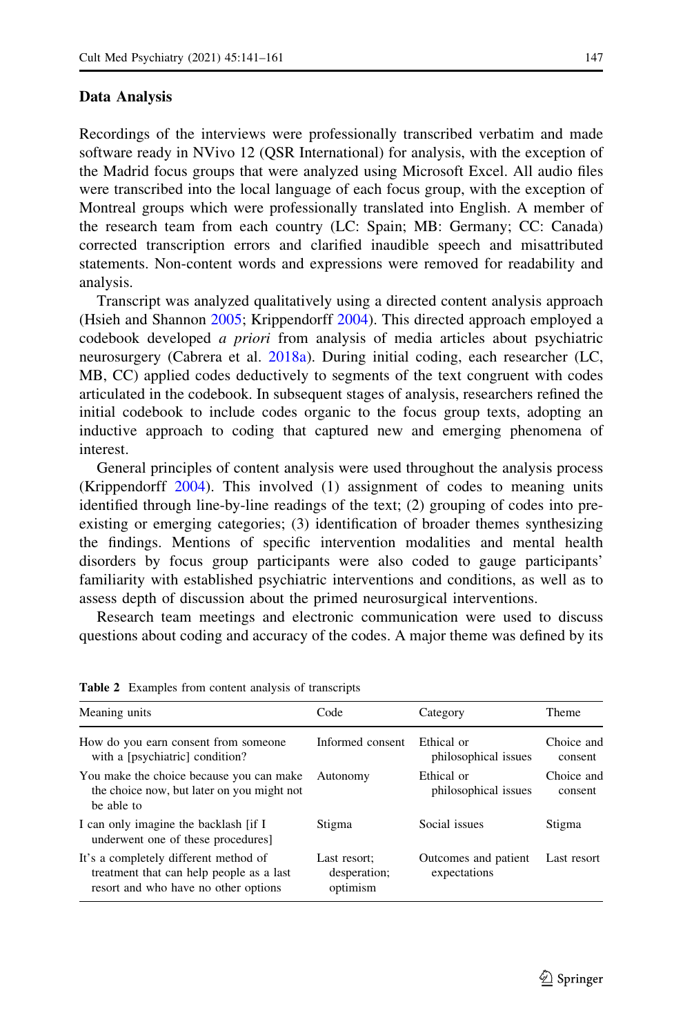### Data Analysis

Recordings of the interviews were professionally transcribed verbatim and made software ready in NVivo 12 (QSR International) for analysis, with the exception of the Madrid focus groups that were analyzed using Microsoft Excel. All audio files were transcribed into the local language of each focus group, with the exception of Montreal groups which were professionally translated into English. A member of the research team from each country (LC: Spain; MB: Germany; CC: Canada) corrected transcription errors and clarified inaudible speech and misattributed statements. Non-content words and expressions were removed for readability and analysis.

Transcript was analyzed qualitatively using a directed content analysis approach (Hsieh and Shannon 2005; Krippendorff 2004). This directed approach employed a codebook developed *a priori* from analysis of media articles about psychiatric neurosurgery (Cabrera et al. 2018a). During initial coding, each researcher (LC, MB, CC) applied codes deductively to segments of the text congruent with codes articulated in the codebook. In subsequent stages of analysis, researchers refined the initial codebook to include codes organic to the focus group texts, adopting an inductive approach to coding that captured new and emerging phenomena of interest.

General principles of content analysis were used throughout the analysis process (Krippendorff 2004). This involved (1) assignment of codes to meaning units identified through line-by-line readings of the text; (2) grouping of codes into pre-existing or emerging categories; (3) identification of broader themes synthesizing the findings. Mentions of specific intervention modalities and mental health disorders by focus group participants were also coded to gauge participants' familiarity with established psychiatric interventions and conditions, as well as to assess depth of discussion about the primed neurosurgical interventions.

Research team meetings and electronic communication were used to discuss questions about coding and accuracy of the codes. A major theme was defined by its

**Table 2** Examples from content analysis of transcripts

| Meaning units | Code | Category | Theme |
|---|---|---|---|
| How do you earn consent from someone with a [psychiatric] condition? | Informed consent | Ethical or philosophical issues | Choice and consent |
| You make the choice because you can make the choice now, but later on you might not be able to | Autonomy | Ethical or philosophical issues | Choice and consent |
| I can only imagine the backlash [if I underwent one of these procedures] | Stigma | Social issues | Stigma |
| It's a completely different method of treatment that can help people as a last resort and who have no other options | Last resort; desperation; optimism | Outcomes and patient expectations | Last resort |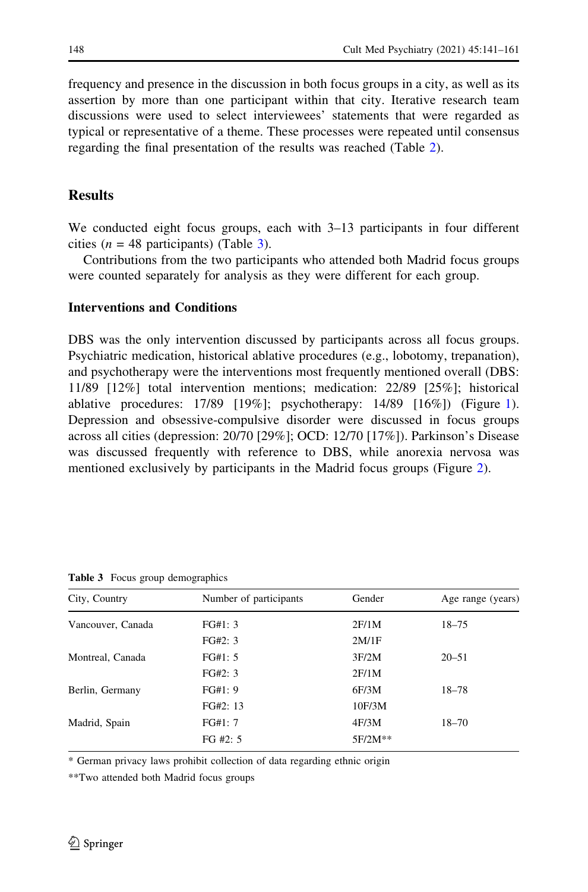frequency and presence in the discussion in both focus groups in a city, as well as its assertion by more than one participant within that city. Iterative research team discussions were used to select interviewees' statements that were regarded as typical or representative of a theme. These processes were repeated until consensus regarding the final presentation of the results was reached (Table 2).

## Results

We conducted eight focus groups, each with 3–13 participants in four different cities ($n$ = 48 participants) (Table 3).

Contributions from the two participants who attended both Madrid focus groups were counted separately for analysis as they were different for each group.

### Interventions and Conditions

DBS was the only intervention discussed by participants across all focus groups. Psychiatric medication, historical ablative procedures (e.g., lobotomy, trepanation), and psychotherapy were the interventions most frequently mentioned overall (DBS: 11/89 [12%] total intervention mentions; medication: 22/89 [25%]; historical ablative procedures: 17/89 [19%]; psychotherapy: 14/89 [16%]) (Figure 1). Depression and obsessive-compulsive disorder were discussed in focus groups across all cities (depression: 20/70 [29%]; OCD: 12/70 [17%]). Parkinson's Disease was discussed frequently with reference to DBS, while anorexia nervosa was mentioned exclusively by participants in the Madrid focus groups (Figure 2).

**Table 3** Focus group demographics

| City, Country | Number of participants | Gender | Age range (years) |
|---|---|---|---|
| Vancouver, Canada | FG#1: 3 | 2F/1M | 18–75 |
| | FG#2: 3 | 2M/1F | |
| Montreal, Canada | FG#1: 5 | 3F/2M | 20–51 |
| | FG#2: 3 | 2F/1M | |
| Berlin, Germany | FG#1: 9 | 6F/3M | 18–78 |
| | FG#2: 13 | 10F/3M | |
| Madrid, Spain | FG#1: 7 | 4F/3M | 18–70 |
| | FG #2: 5 | 5F/2M** | |

* German privacy laws prohibit collection of data regarding ethnic origin

**Two attended both Madrid focus groups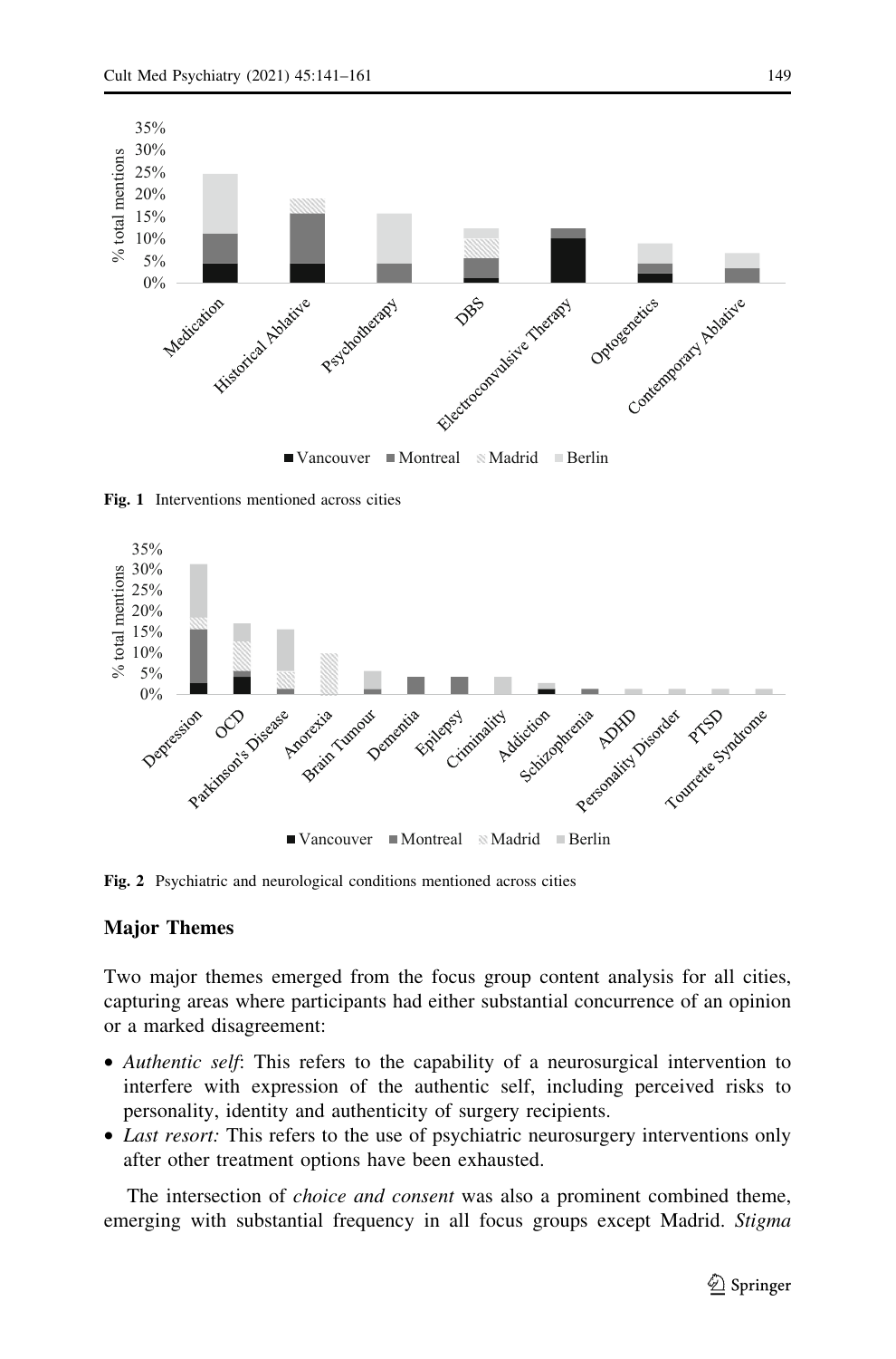Fig. 1 Interventions mentioned across cities

Fig. 2 Psychiatric and neurological conditions mentioned across cities

### Major Themes

Two major themes emerged from the focus group content analysis for all cities, capturing areas where participants had either substantial concurrence of an opinion or a marked disagreement:

- *Authentic self*: This refers to the capability of a neurosurgical intervention to interfere with expression of the authentic self, including perceived risks to personality, identity and authenticity of surgery recipients.
- *Last resort:* This refers to the use of psychiatric neurosurgery interventions only after other treatment options have been exhausted.

The intersection of *choice and consent* was also a prominent combined theme, emerging with substantial frequency in all focus groups except Madrid. *Stigma*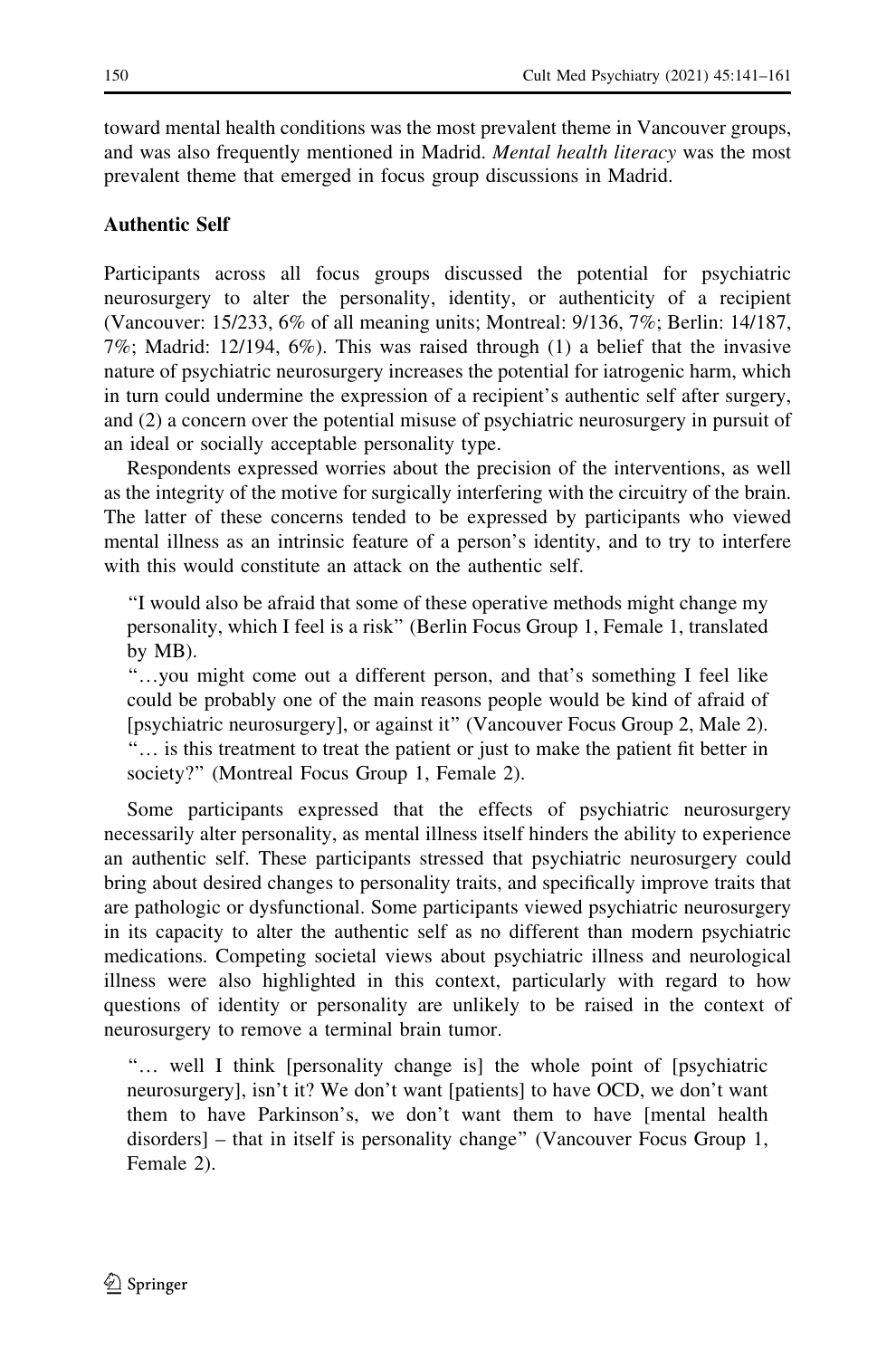toward mental health conditions was the most prevalent theme in Vancouver groups, and was also frequently mentioned in Madrid. *Mental health literacy* was the most prevalent theme that emerged in focus group discussions in Madrid.

### Authentic Self

Participants across all focus groups discussed the potential for psychiatric neurosurgery to alter the personality, identity, or authenticity of a recipient (Vancouver: 15/233, 6% of all meaning units; Montreal: 9/136, 7%; Berlin: 14/187, 7%; Madrid: 12/194, 6%). This was raised through (1) a belief that the invasive nature of psychiatric neurosurgery increases the potential for iatrogenic harm, which in turn could undermine the expression of a recipient's authentic self after surgery, and (2) a concern over the potential misuse of psychiatric neurosurgery in pursuit of an ideal or socially acceptable personality type.

Respondents expressed worries about the precision of the interventions, as well as the integrity of the motive for surgically interfering with the circuitry of the brain. The latter of these concerns tended to be expressed by participants who viewed mental illness as an intrinsic feature of a person's identity, and to try to interfere with this would constitute an attack on the authentic self.

> "I would also be afraid that some of these operative methods might change my personality, which I feel is a risk" (Berlin Focus Group 1, Female 1, translated by MB).
>
> "…you might come out a different person, and that's something I feel like could be probably one of the main reasons people would be kind of afraid of [psychiatric neurosurgery], or against it" (Vancouver Focus Group 2, Male 2).
>
> "… is this treatment to treat the patient or just to make the patient fit better in society?" (Montreal Focus Group 1, Female 2).

Some participants expressed that the effects of psychiatric neurosurgery necessarily alter personality, as mental illness itself hinders the ability to experience an authentic self. These participants stressed that psychiatric neurosurgery could bring about desired changes to personality traits, and specifically improve traits that are pathologic or dysfunctional. Some participants viewed psychiatric neurosurgery in its capacity to alter the authentic self as no different than modern psychiatric medications. Competing societal views about psychiatric illness and neurological illness were also highlighted in this context, particularly with regard to how questions of identity or personality are unlikely to be raised in the context of neurosurgery to remove a terminal brain tumor.

> "… well I think [personality change is] the whole point of [psychiatric neurosurgery], isn't it? We don't want [patients] to have OCD, we don't want them to have Parkinson's, we don't want them to have [mental health disorders] – that in itself is personality change" (Vancouver Focus Group 1, Female 2).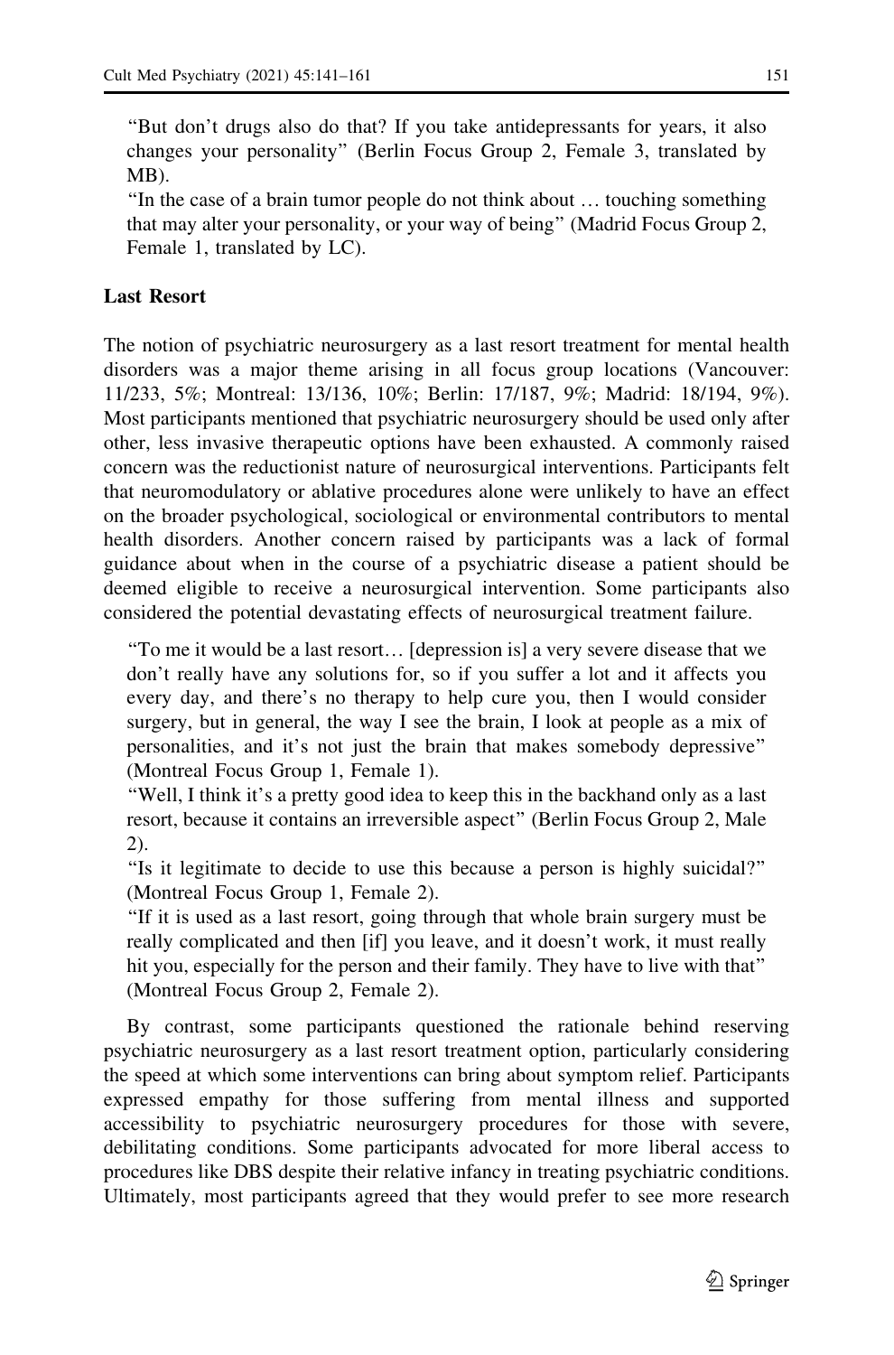"But don't drugs also do that? If you take antidepressants for years, it also changes your personality" (Berlin Focus Group 2, Female 3, translated by MB).

"In the case of a brain tumor people do not think about … touching something that may alter your personality, or your way of being" (Madrid Focus Group 2, Female 1, translated by LC).

### Last Resort

The notion of psychiatric neurosurgery as a last resort treatment for mental health disorders was a major theme arising in all focus group locations (Vancouver: 11/233, 5%; Montreal: 13/136, 10%; Berlin: 17/187, 9%; Madrid: 18/194, 9%). Most participants mentioned that psychiatric neurosurgery should be used only after other, less invasive therapeutic options have been exhausted. A commonly raised concern was the reductionist nature of neurosurgical interventions. Participants felt that neuromodulatory or ablative procedures alone were unlikely to have an effect on the broader psychological, sociological or environmental contributors to mental health disorders. Another concern raised by participants was a lack of formal guidance about when in the course of a psychiatric disease a patient should be deemed eligible to receive a neurosurgical intervention. Some participants also considered the potential devastating effects of neurosurgical treatment failure.

"To me it would be a last resort… [depression is] a very severe disease that we don't really have any solutions for, so if you suffer a lot and it affects you every day, and there's no therapy to help cure you, then I would consider surgery, but in general, the way I see the brain, I look at people as a mix of personalities, and it's not just the brain that makes somebody depressive" (Montreal Focus Group 1, Female 1).

"Well, I think it's a pretty good idea to keep this in the backhand only as a last resort, because it contains an irreversible aspect" (Berlin Focus Group 2, Male 2).

"Is it legitimate to decide to use this because a person is highly suicidal?" (Montreal Focus Group 1, Female 2).

"If it is used as a last resort, going through that whole brain surgery must be really complicated and then [if] you leave, and it doesn't work, it must really hit you, especially for the person and their family. They have to live with that" (Montreal Focus Group 2, Female 2).

By contrast, some participants questioned the rationale behind reserving psychiatric neurosurgery as a last resort treatment option, particularly considering the speed at which some interventions can bring about symptom relief. Participants expressed empathy for those suffering from mental illness and supported accessibility to psychiatric neurosurgery procedures for those with severe, debilitating conditions. Some participants advocated for more liberal access to procedures like DBS despite their relative infancy in treating psychiatric conditions. Ultimately, most participants agreed that they would prefer to see more research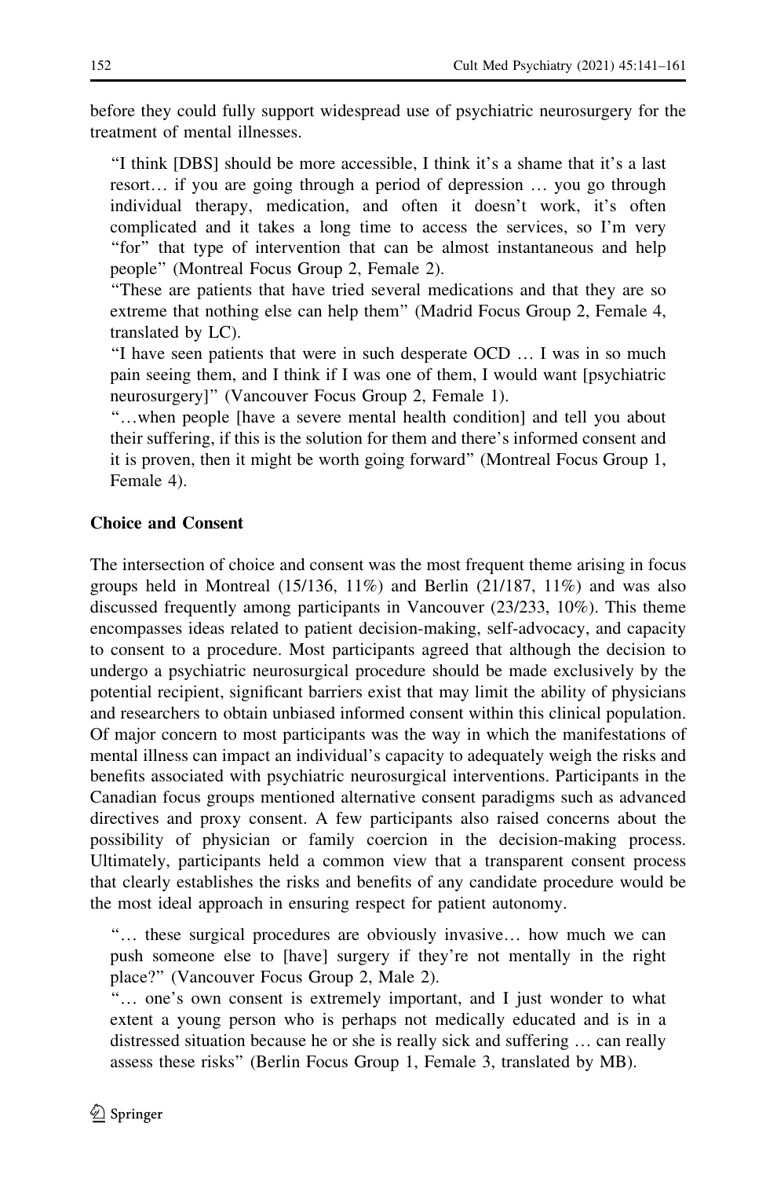before they could fully support widespread use of psychiatric neurosurgery for the treatment of mental illnesses.

> "I think [DBS] should be more accessible, I think it's a shame that it's a last resort… if you are going through a period of depression … you go through individual therapy, medication, and often it doesn't work, it's often complicated and it takes a long time to access the services, so I'm very "for" that type of intervention that can be almost instantaneous and help people" (Montreal Focus Group 2, Female 2).
>
> "These are patients that have tried several medications and that they are so extreme that nothing else can help them" (Madrid Focus Group 2, Female 4, translated by LC).
>
> "I have seen patients that were in such desperate OCD … I was in so much pain seeing them, and I think if I was one of them, I would want [psychiatric neurosurgery]" (Vancouver Focus Group 2, Female 1).
>
> "…when people [have a severe mental health condition] and tell you about their suffering, if this is the solution for them and there's informed consent and it is proven, then it might be worth going forward" (Montreal Focus Group 1, Female 4).

### Choice and Consent

The intersection of choice and consent was the most frequent theme arising in focus groups held in Montreal (15/136, 11%) and Berlin (21/187, 11%) and was also discussed frequently among participants in Vancouver (23/233, 10%). This theme encompasses ideas related to patient decision-making, self-advocacy, and capacity to consent to a procedure. Most participants agreed that although the decision to undergo a psychiatric neurosurgical procedure should be made exclusively by the potential recipient, significant barriers exist that may limit the ability of physicians and researchers to obtain unbiased informed consent within this clinical population. Of major concern to most participants was the way in which the manifestations of mental illness can impact an individual's capacity to adequately weigh the risks and benefits associated with psychiatric neurosurgical interventions. Participants in the Canadian focus groups mentioned alternative consent paradigms such as advanced directives and proxy consent. A few participants also raised concerns about the possibility of physician or family coercion in the decision-making process. Ultimately, participants held a common view that a transparent consent process that clearly establishes the risks and benefits of any candidate procedure would be the most ideal approach in ensuring respect for patient autonomy.

> "… these surgical procedures are obviously invasive… how much we can push someone else to [have] surgery if they're not mentally in the right place?" (Vancouver Focus Group 2, Male 2).
>
> "… one's own consent is extremely important, and I just wonder to what extent a young person who is perhaps not medically educated and is in a distressed situation because he or she is really sick and suffering … can really assess these risks" (Berlin Focus Group 1, Female 3, translated by MB).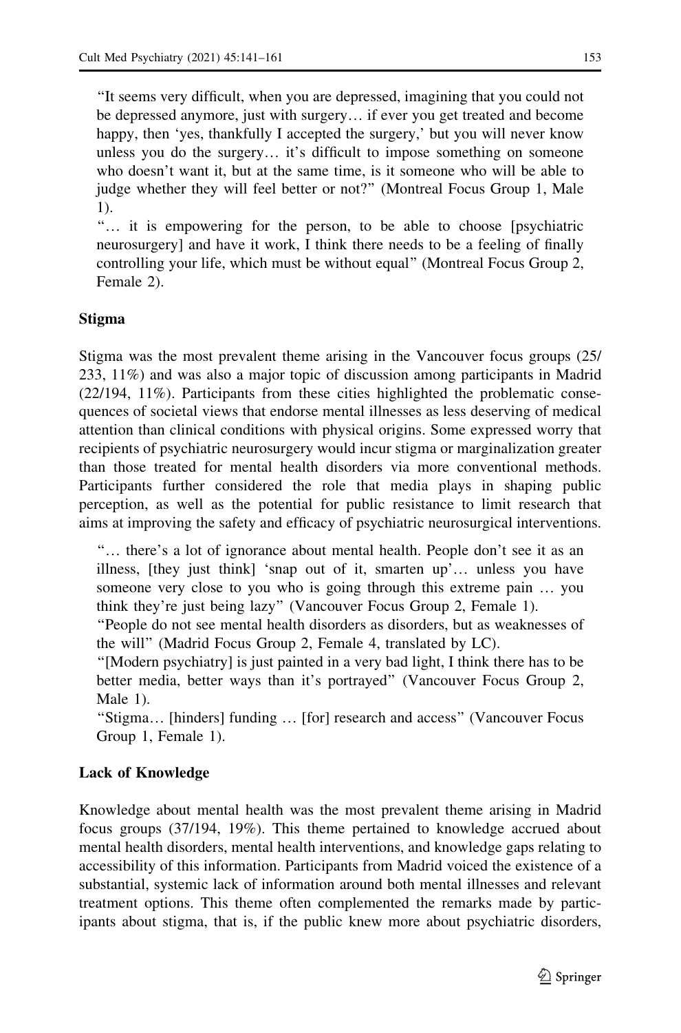"It seems very difficult, when you are depressed, imagining that you could not be depressed anymore, just with surgery… if ever you get treated and become happy, then 'yes, thankfully I accepted the surgery,' but you will never know unless you do the surgery… it's difficult to impose something on someone who doesn't want it, but at the same time, is it someone who will be able to judge whether they will feel better or not?" (Montreal Focus Group 1, Male 1).

"… it is empowering for the person, to be able to choose [psychiatric neurosurgery] and have it work, I think there needs to be a feeling of finally controlling your life, which must be without equal" (Montreal Focus Group 2, Female 2).

### Stigma

Stigma was the most prevalent theme arising in the Vancouver focus groups (25/233, 11%) and was also a major topic of discussion among participants in Madrid (22/194, 11%). Participants from these cities highlighted the problematic consequences of societal views that endorse mental illnesses as less deserving of medical attention than clinical conditions with physical origins. Some expressed worry that recipients of psychiatric neurosurgery would incur stigma or marginalization greater than those treated for mental health disorders via more conventional methods. Participants further considered the role that media plays in shaping public perception, as well as the potential for public resistance to limit research that aims at improving the safety and efficacy of psychiatric neurosurgical interventions.

"… there's a lot of ignorance about mental health. People don't see it as an illness, [they just think] 'snap out of it, smarten up'… unless you have someone very close to you who is going through this extreme pain … you think they're just being lazy" (Vancouver Focus Group 2, Female 1).

"People do not see mental health disorders as disorders, but as weaknesses of the will" (Madrid Focus Group 2, Female 4, translated by LC).

"[Modern psychiatry] is just painted in a very bad light, I think there has to be better media, better ways than it's portrayed" (Vancouver Focus Group 2, Male 1).

"Stigma… [hinders] funding … [for] research and access" (Vancouver Focus Group 1, Female 1).

### Lack of Knowledge

Knowledge about mental health was the most prevalent theme arising in Madrid focus groups (37/194, 19%). This theme pertained to knowledge accrued about mental health disorders, mental health interventions, and knowledge gaps relating to accessibility of this information. Participants from Madrid voiced the existence of a substantial, systemic lack of information around both mental illnesses and relevant treatment options. This theme often complemented the remarks made by participants about stigma, that is, if the public knew more about psychiatric disorders,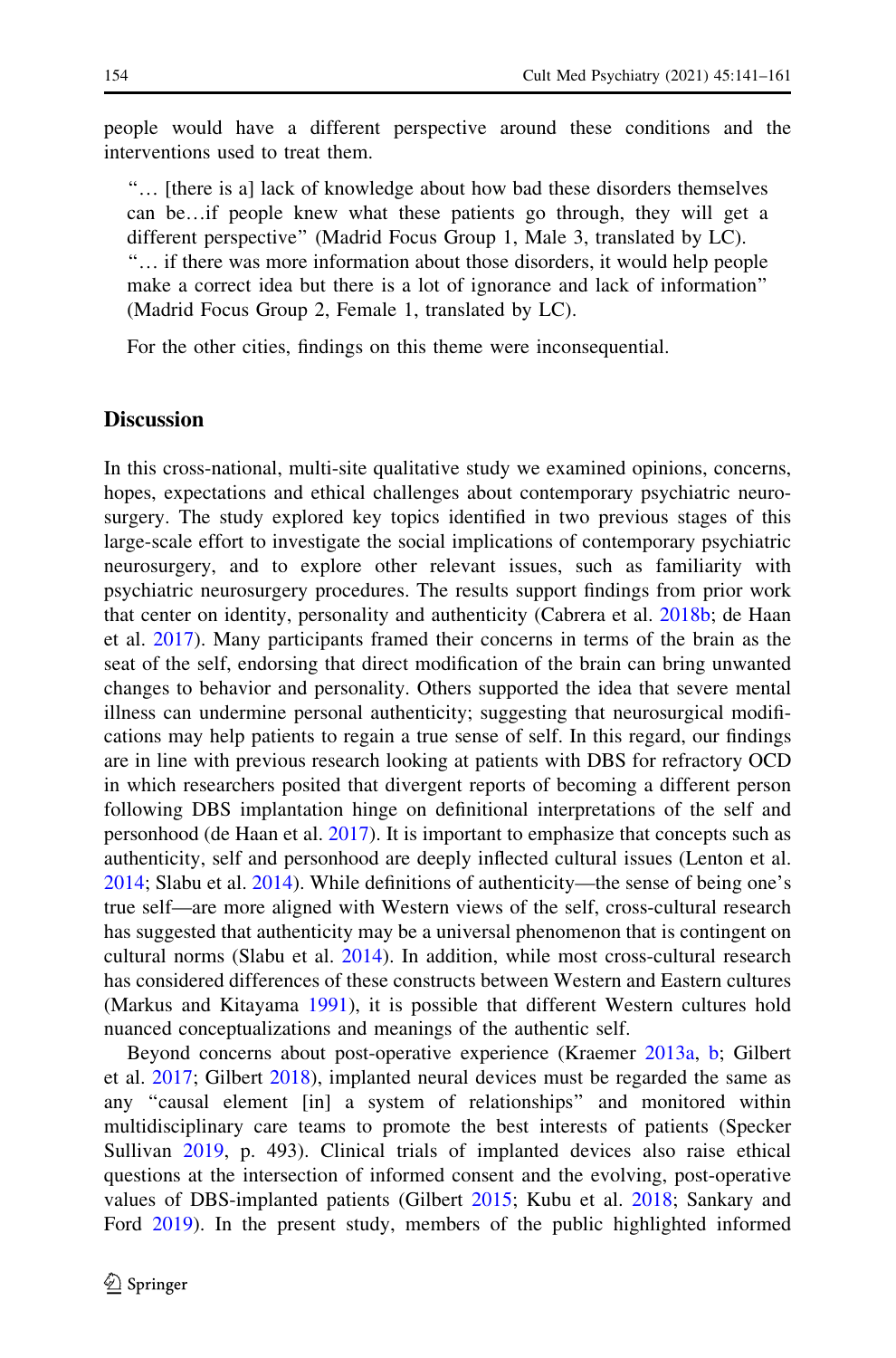people would have a different perspective around these conditions and the interventions used to treat them.

> "… [there is a] lack of knowledge about how bad these disorders themselves can be…if people knew what these patients go through, they will get a different perspective" (Madrid Focus Group 1, Male 3, translated by LC).
> "… if there was more information about those disorders, it would help people make a correct idea but there is a lot of ignorance and lack of information" (Madrid Focus Group 2, Female 1, translated by LC).

For the other cities, findings on this theme were inconsequential.

## Discussion

In this cross-national, multi-site qualitative study we examined opinions, concerns, hopes, expectations and ethical challenges about contemporary psychiatric neurosurgery. The study explored key topics identified in two previous stages of this large-scale effort to investigate the social implications of contemporary psychiatric neurosurgery, and to explore other relevant issues, such as familiarity with psychiatric neurosurgery procedures. The results support findings from prior work that center on identity, personality and authenticity (Cabrera et al. 2018b; de Haan et al. 2017). Many participants framed their concerns in terms of the brain as the seat of the self, endorsing that direct modification of the brain can bring unwanted changes to behavior and personality. Others supported the idea that severe mental illness can undermine personal authenticity; suggesting that neurosurgical modifications may help patients to regain a true sense of self. In this regard, our findings are in line with previous research looking at patients with DBS for refractory OCD in which researchers posited that divergent reports of becoming a different person following DBS implantation hinge on definitional interpretations of the self and personhood (de Haan et al. 2017). It is important to emphasize that concepts such as authenticity, self and personhood are deeply inflected cultural issues (Lenton et al. 2014; Slabu et al. 2014). While definitions of authenticity—the sense of being one's true self—are more aligned with Western views of the self, cross-cultural research has suggested that authenticity may be a universal phenomenon that is contingent on cultural norms (Slabu et al. 2014). In addition, while most cross-cultural research has considered differences of these constructs between Western and Eastern cultures (Markus and Kitayama 1991), it is possible that different Western cultures hold nuanced conceptualizations and meanings of the authentic self.

Beyond concerns about post-operative experience (Kraemer 2013a, b; Gilbert et al. 2017; Gilbert 2018), implanted neural devices must be regarded the same as any "causal element [in] a system of relationships" and monitored within multidisciplinary care teams to promote the best interests of patients (Specker Sullivan 2019, p. 493). Clinical trials of implanted devices also raise ethical questions at the intersection of informed consent and the evolving, post-operative values of DBS-implanted patients (Gilbert 2015; Kubu et al. 2018; Sankary and Ford 2019). In the present study, members of the public highlighted informed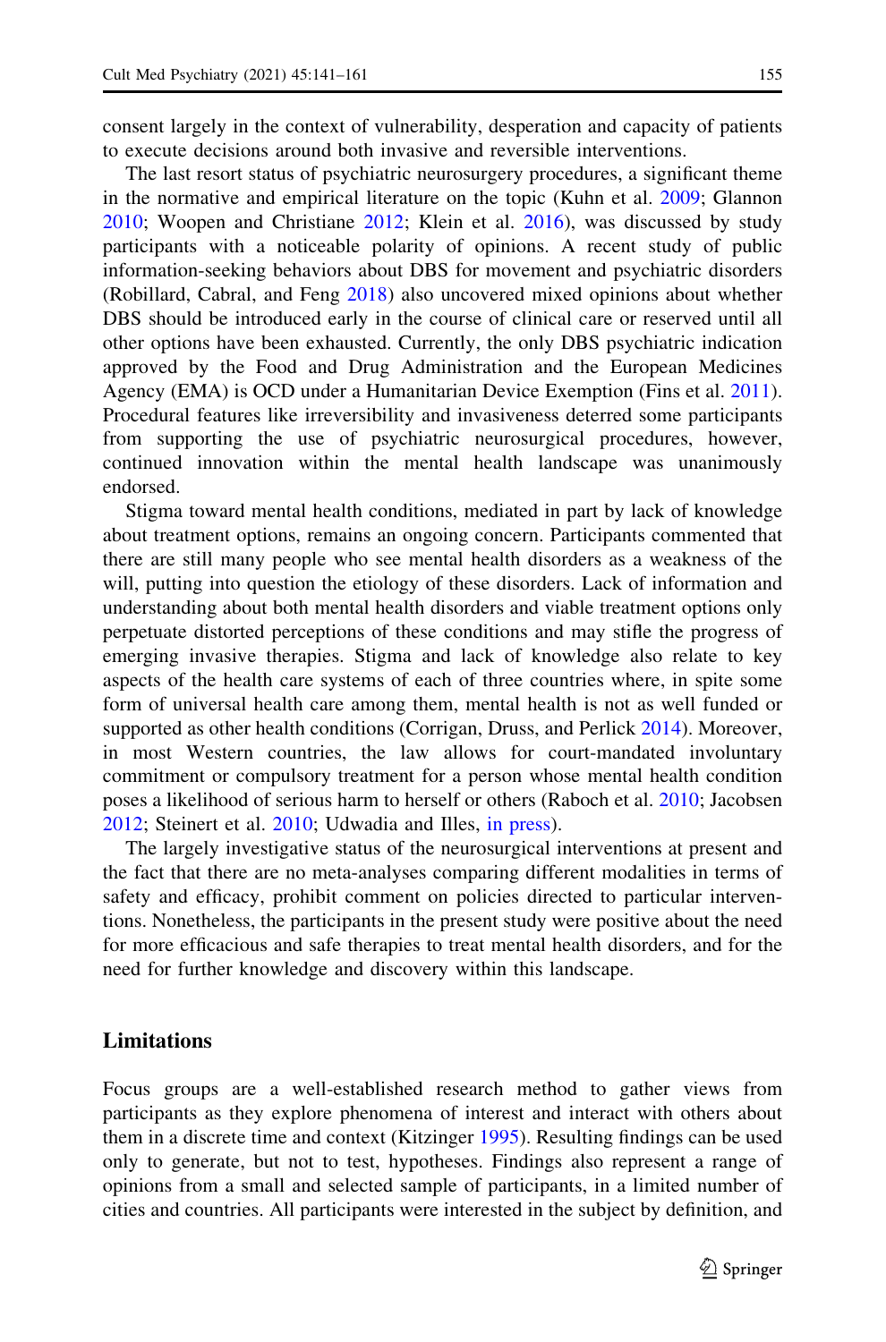consent largely in the context of vulnerability, desperation and capacity of patients to execute decisions around both invasive and reversible interventions.

The last resort status of psychiatric neurosurgery procedures, a significant theme in the normative and empirical literature on the topic (Kuhn et al. 2009; Glannon 2010; Woopen and Christiane 2012; Klein et al. 2016), was discussed by study participants with a noticeable polarity of opinions. A recent study of public information-seeking behaviors about DBS for movement and psychiatric disorders (Robillard, Cabral, and Feng 2018) also uncovered mixed opinions about whether DBS should be introduced early in the course of clinical care or reserved until all other options have been exhausted. Currently, the only DBS psychiatric indication approved by the Food and Drug Administration and the European Medicines Agency (EMA) is OCD under a Humanitarian Device Exemption (Fins et al. 2011). Procedural features like irreversibility and invasiveness deterred some participants from supporting the use of psychiatric neurosurgical procedures, however, continued innovation within the mental health landscape was unanimously endorsed.

Stigma toward mental health conditions, mediated in part by lack of knowledge about treatment options, remains an ongoing concern. Participants commented that there are still many people who see mental health disorders as a weakness of the will, putting into question the etiology of these disorders. Lack of information and understanding about both mental health disorders and viable treatment options only perpetuate distorted perceptions of these conditions and may stifle the progress of emerging invasive therapies. Stigma and lack of knowledge also relate to key aspects of the health care systems of each of three countries where, in spite some form of universal health care among them, mental health is not as well funded or supported as other health conditions (Corrigan, Druss, and Perlick 2014). Moreover, in most Western countries, the law allows for court-mandated involuntary commitment or compulsory treatment for a person whose mental health condition poses a likelihood of serious harm to herself or others (Raboch et al. 2010; Jacobsen 2012; Steinert et al. 2010; Udwadia and Illes, in press).

The largely investigative status of the neurosurgical interventions at present and the fact that there are no meta-analyses comparing different modalities in terms of safety and efficacy, prohibit comment on policies directed to particular interventions. Nonetheless, the participants in the present study were positive about the need for more efficacious and safe therapies to treat mental health disorders, and for the need for further knowledge and discovery within this landscape.

## Limitations

Focus groups are a well-established research method to gather views from participants as they explore phenomena of interest and interact with others about them in a discrete time and context (Kitzinger 1995). Resulting findings can be used only to generate, but not to test, hypotheses. Findings also represent a range of opinions from a small and selected sample of participants, in a limited number of cities and countries. All participants were interested in the subject by definition, and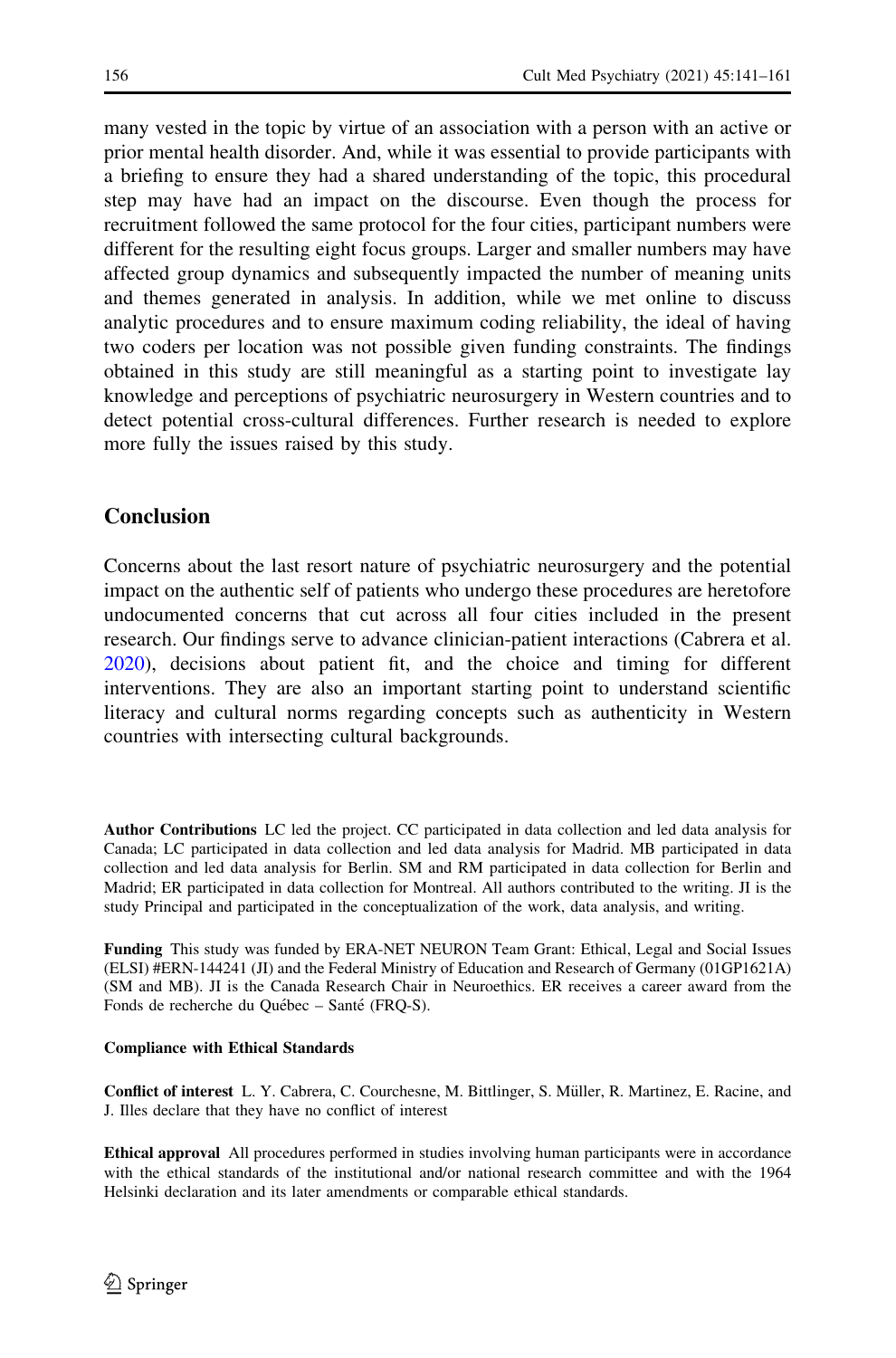many vested in the topic by virtue of an association with a person with an active or prior mental health disorder. And, while it was essential to provide participants with a briefing to ensure they had a shared understanding of the topic, this procedural step may have had an impact on the discourse. Even though the process for recruitment followed the same protocol for the four cities, participant numbers were different for the resulting eight focus groups. Larger and smaller numbers may have affected group dynamics and subsequently impacted the number of meaning units and themes generated in analysis. In addition, while we met online to discuss analytic procedures and to ensure maximum coding reliability, the ideal of having two coders per location was not possible given funding constraints. The findings obtained in this study are still meaningful as a starting point to investigate lay knowledge and perceptions of psychiatric neurosurgery in Western countries and to detect potential cross-cultural differences. Further research is needed to explore more fully the issues raised by this study.

## Conclusion

Concerns about the last resort nature of psychiatric neurosurgery and the potential impact on the authentic self of patients who undergo these procedures are heretofore undocumented concerns that cut across all four cities included in the present research. Our findings serve to advance clinician-patient interactions (Cabrera et al. 2020), decisions about patient fit, and the choice and timing for different interventions. They are also an important starting point to understand scientific literacy and cultural norms regarding concepts such as authenticity in Western countries with intersecting cultural backgrounds.

**Author Contributions** LC led the project. CC participated in data collection and led data analysis for Canada; LC participated in data collection and led data analysis for Madrid. MB participated in data collection and led data analysis for Berlin. SM and RM participated in data collection for Berlin and Madrid; ER participated in data collection for Montreal. All authors contributed to the writing. JI is the study Principal and participated in the conceptualization of the work, data analysis, and writing.

**Funding** This study was funded by ERA-NET NEURON Team Grant: Ethical, Legal and Social Issues (ELSI) #ERN-144241 (JI) and the Federal Ministry of Education and Research of Germany (01GP1621A) (SM and MB). JI is the Canada Research Chair in Neuroethics. ER receives a career award from the Fonds de recherche du Québec – Santé (FRQ-S).

**Compliance with Ethical Standards**

**Conflict of interest** L. Y. Cabrera, C. Courchesne, M. Bittlinger, S. Müller, R. Martinez, E. Racine, and J. Illes declare that they have no conflict of interest

**Ethical approval** All procedures performed in studies involving human participants were in accordance with the ethical standards of the institutional and/or national research committee and with the 1964 Helsinki declaration and its later amendments or comparable ethical standards.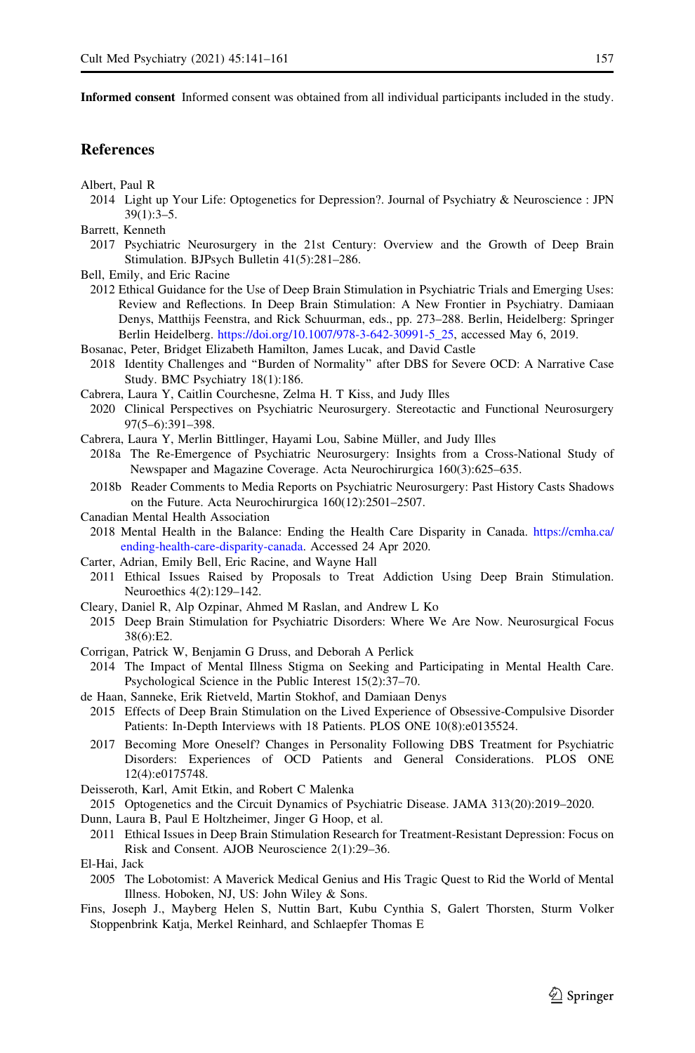**Informed consent** Informed consent was obtained from all individual participants included in the study.

## References

Albert, Paul R

2014 Light up Your Life: Optogenetics for Depression?. Journal of Psychiatry & Neuroscience : JPN 39(1):3–5.

Barrett, Kenneth

2017 Psychiatric Neurosurgery in the 21st Century: Overview and the Growth of Deep Brain Stimulation. BJPsych Bulletin 41(5):281–286.

Bell, Emily, and Eric Racine

2012 Ethical Guidance for the Use of Deep Brain Stimulation in Psychiatric Trials and Emerging Uses: Review and Reflections. In Deep Brain Stimulation: A New Frontier in Psychiatry. Damiaan Denys, Matthijs Feenstra, and Rick Schuurman, eds., pp. 273–288. Berlin, Heidelberg: Springer Berlin Heidelberg. https://doi.org/10.1007/978-3-642-30991-5_25, accessed May 6, 2019.

Bosanac, Peter, Bridget Elizabeth Hamilton, James Lucak, and David Castle

2018 Identity Challenges and "Burden of Normality" after DBS for Severe OCD: A Narrative Case Study. BMC Psychiatry 18(1):186.

Cabrera, Laura Y, Caitlin Courchesne, Zelma H. T Kiss, and Judy Illes

2020 Clinical Perspectives on Psychiatric Neurosurgery. Stereotactic and Functional Neurosurgery 97(5–6):391–398.

Cabrera, Laura Y, Merlin Bittlinger, Hayami Lou, Sabine Müller, and Judy Illes

2018a The Re-Emergence of Psychiatric Neurosurgery: Insights from a Cross-National Study of Newspaper and Magazine Coverage. Acta Neurochirurgica 160(3):625–635.

2018b Reader Comments to Media Reports on Psychiatric Neurosurgery: Past History Casts Shadows on the Future. Acta Neurochirurgica 160(12):2501–2507.

Canadian Mental Health Association

2018 Mental Health in the Balance: Ending the Health Care Disparity in Canada. https://cmha.ca/ending-health-care-disparity-canada. Accessed 24 Apr 2020.

Carter, Adrian, Emily Bell, Eric Racine, and Wayne Hall

2011 Ethical Issues Raised by Proposals to Treat Addiction Using Deep Brain Stimulation. Neuroethics 4(2):129–142.

Cleary, Daniel R, Alp Ozpinar, Ahmed M Raslan, and Andrew L Ko

2015 Deep Brain Stimulation for Psychiatric Disorders: Where We Are Now. Neurosurgical Focus 38(6):E2.

Corrigan, Patrick W, Benjamin G Druss, and Deborah A Perlick

2014 The Impact of Mental Illness Stigma on Seeking and Participating in Mental Health Care. Psychological Science in the Public Interest 15(2):37–70.

de Haan, Sanneke, Erik Rietveld, Martin Stokhof, and Damiaan Denys

2015 Effects of Deep Brain Stimulation on the Lived Experience of Obsessive-Compulsive Disorder Patients: In-Depth Interviews with 18 Patients. PLOS ONE 10(8):e0135524.

2017 Becoming More Oneself? Changes in Personality Following DBS Treatment for Psychiatric Disorders: Experiences of OCD Patients and General Considerations. PLOS ONE 12(4):e0175748.

Deisseroth, Karl, Amit Etkin, and Robert C Malenka

2015 Optogenetics and the Circuit Dynamics of Psychiatric Disease. JAMA 313(20):2019–2020.

Dunn, Laura B, Paul E Holtzheimer, Jinger G Hoop, et al.

2011 Ethical Issues in Deep Brain Stimulation Research for Treatment-Resistant Depression: Focus on Risk and Consent. AJOB Neuroscience 2(1):29–36.

El-Hai, Jack

2005 The Lobotomist: A Maverick Medical Genius and His Tragic Quest to Rid the World of Mental Illness. Hoboken, NJ, US: John Wiley & Sons.

Fins, Joseph J., Mayberg Helen S, Nuttin Bart, Kubu Cynthia S, Galert Thorsten, Sturm Volker Stoppenbrink Katja, Merkel Reinhard, and Schlaepfer Thomas E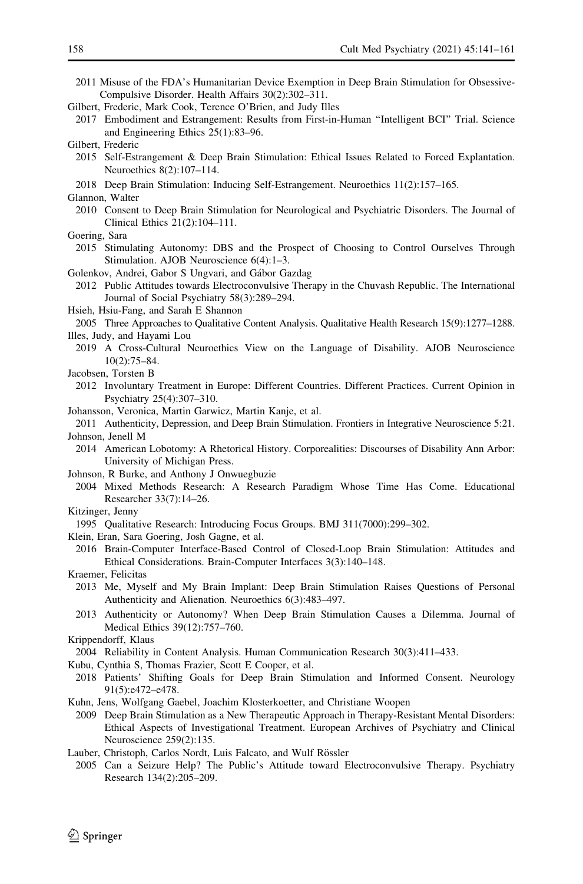2011 Misuse of the FDA's Humanitarian Device Exemption in Deep Brain Stimulation for Obsessive-Compulsive Disorder. Health Affairs 30(2):302–311.

Gilbert, Frederic, Mark Cook, Terence O'Brien, and Judy Illes

2017 Embodiment and Estrangement: Results from First-in-Human "Intelligent BCI" Trial. Science and Engineering Ethics 25(1):83–96.

Gilbert, Frederic

2015 Self-Estrangement & Deep Brain Stimulation: Ethical Issues Related to Forced Explantation. Neuroethics 8(2):107–114.

2018 Deep Brain Stimulation: Inducing Self-Estrangement. Neuroethics 11(2):157–165.

Glannon, Walter

2010 Consent to Deep Brain Stimulation for Neurological and Psychiatric Disorders. The Journal of Clinical Ethics 21(2):104–111.

Goering, Sara

2015 Stimulating Autonomy: DBS and the Prospect of Choosing to Control Ourselves Through Stimulation. AJOB Neuroscience 6(4):1–3.

Golenkov, Andrei, Gabor S Ungvari, and Gábor Gazdag

2012 Public Attitudes towards Electroconvulsive Therapy in the Chuvash Republic. The International Journal of Social Psychiatry 58(3):289–294.

Hsieh, Hsiu-Fang, and Sarah E Shannon

2005 Three Approaches to Qualitative Content Analysis. Qualitative Health Research 15(9):1277–1288.

Illes, Judy, and Hayami Lou

2019 A Cross-Cultural Neuroethics View on the Language of Disability. AJOB Neuroscience 10(2):75–84.

Jacobsen, Torsten B

2012 Involuntary Treatment in Europe: Different Countries. Different Practices. Current Opinion in Psychiatry 25(4):307–310.

Johansson, Veronica, Martin Garwicz, Martin Kanje, et al.

2011 Authenticity, Depression, and Deep Brain Stimulation. Frontiers in Integrative Neuroscience 5:21.

Johnson, Jenell M

2014 American Lobotomy: A Rhetorical History. Corporealities: Discourses of Disability Ann Arbor: University of Michigan Press.

Johnson, R Burke, and Anthony J Onwuegbuzie

2004 Mixed Methods Research: A Research Paradigm Whose Time Has Come. Educational Researcher 33(7):14–26.

Kitzinger, Jenny

1995 Qualitative Research: Introducing Focus Groups. BMJ 311(7000):299–302.

Klein, Eran, Sara Goering, Josh Gagne, et al.

2016 Brain-Computer Interface-Based Control of Closed-Loop Brain Stimulation: Attitudes and Ethical Considerations. Brain-Computer Interfaces 3(3):140–148.

Kraemer, Felicitas

2013 Me, Myself and My Brain Implant: Deep Brain Stimulation Raises Questions of Personal Authenticity and Alienation. Neuroethics 6(3):483–497.

2013 Authenticity or Autonomy? When Deep Brain Stimulation Causes a Dilemma. Journal of Medical Ethics 39(12):757–760.

Krippendorff, Klaus

2004 Reliability in Content Analysis. Human Communication Research 30(3):411–433.

Kubu, Cynthia S, Thomas Frazier, Scott E Cooper, et al.

2018 Patients' Shifting Goals for Deep Brain Stimulation and Informed Consent. Neurology 91(5):e472–e478.

Kuhn, Jens, Wolfgang Gaebel, Joachim Klosterkoetter, and Christiane Woopen

2009 Deep Brain Stimulation as a New Therapeutic Approach in Therapy-Resistant Mental Disorders: Ethical Aspects of Investigational Treatment. European Archives of Psychiatry and Clinical Neuroscience 259(2):135.

Lauber, Christoph, Carlos Nordt, Luis Falcato, and Wulf Rössler

2005 Can a Seizure Help? The Public's Attitude toward Electroconvulsive Therapy. Psychiatry Research 134(2):205–209.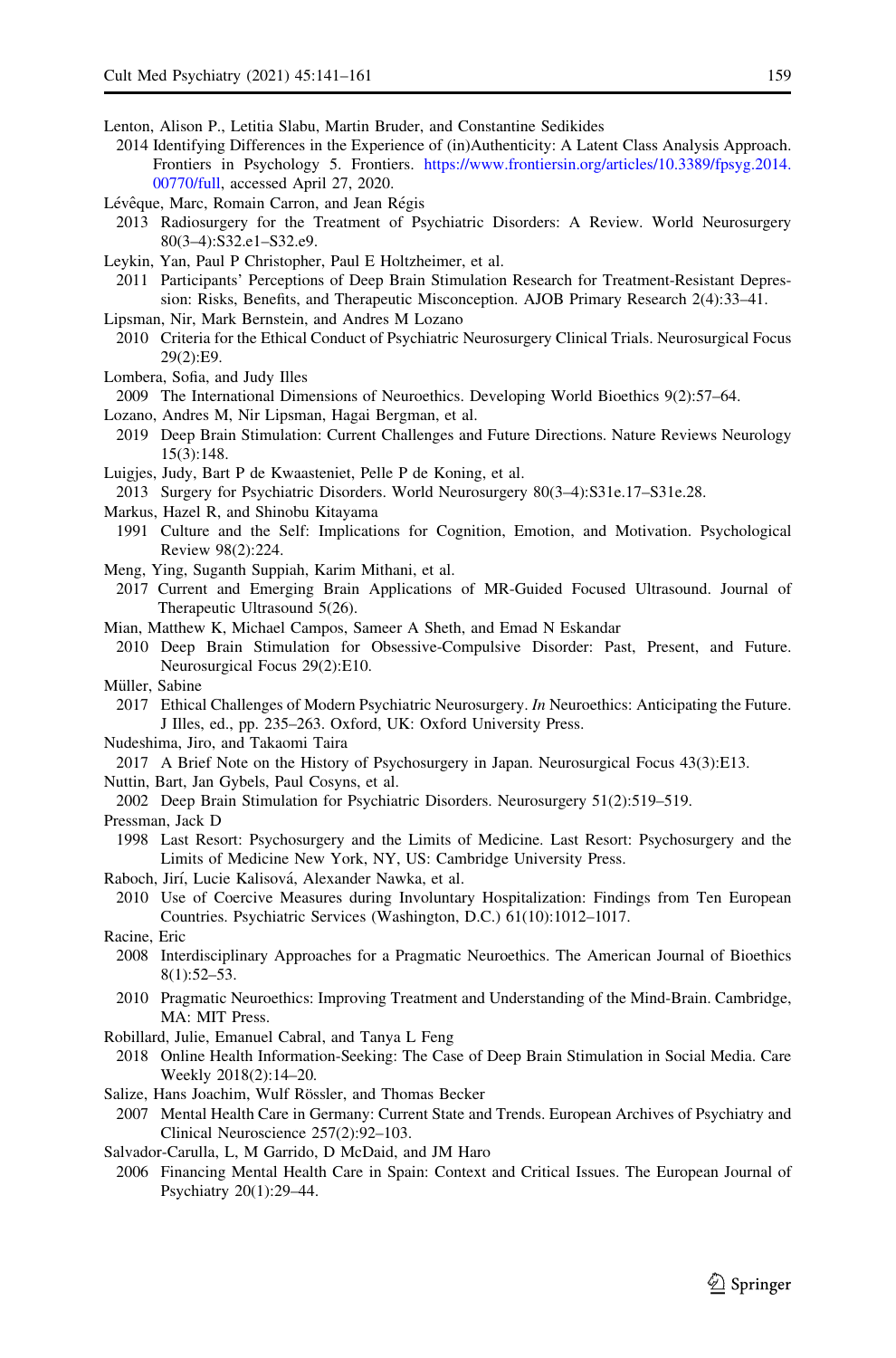Lenton, Alison P., Letitia Slabu, Martin Bruder, and Constantine Sedikides
2014 Identifying Differences in the Experience of (in)Authenticity: A Latent Class Analysis Approach. Frontiers in Psychology 5. Frontiers. https://www.frontiersin.org/articles/10.3389/fpsyg.2014.00770/full, accessed April 27, 2020.

Lévêque, Marc, Romain Carron, and Jean Régis
2013 Radiosurgery for the Treatment of Psychiatric Disorders: A Review. World Neurosurgery 80(3–4):S32.e1–S32.e9.

Leykin, Yan, Paul P Christopher, Paul E Holtzheimer, et al.
2011 Participants' Perceptions of Deep Brain Stimulation Research for Treatment-Resistant Depression: Risks, Benefits, and Therapeutic Misconception. AJOB Primary Research 2(4):33–41.

Lipsman, Nir, Mark Bernstein, and Andres M Lozano
2010 Criteria for the Ethical Conduct of Psychiatric Neurosurgery Clinical Trials. Neurosurgical Focus 29(2):E9.

Lombera, Sofia, and Judy Illes
2009 The International Dimensions of Neuroethics. Developing World Bioethics 9(2):57–64.

Lozano, Andres M, Nir Lipsman, Hagai Bergman, et al.
2019 Deep Brain Stimulation: Current Challenges and Future Directions. Nature Reviews Neurology 15(3):148.

Luigjes, Judy, Bart P de Kwaasteniet, Pelle P de Koning, et al.
2013 Surgery for Psychiatric Disorders. World Neurosurgery 80(3–4):S31e.17–S31e.28.

Markus, Hazel R, and Shinobu Kitayama
1991 Culture and the Self: Implications for Cognition, Emotion, and Motivation. Psychological Review 98(2):224.

Meng, Ying, Suganth Suppiah, Karim Mithani, et al.
2017 Current and Emerging Brain Applications of MR-Guided Focused Ultrasound. Journal of Therapeutic Ultrasound 5(26).

Mian, Matthew K, Michael Campos, Sameer A Sheth, and Emad N Eskandar
2010 Deep Brain Stimulation for Obsessive-Compulsive Disorder: Past, Present, and Future. Neurosurgical Focus 29(2):E10.

Müller, Sabine
2017 Ethical Challenges of Modern Psychiatric Neurosurgery. *In* Neuroethics: Anticipating the Future. J Illes, ed., pp. 235–263. Oxford, UK: Oxford University Press.

Nudeshima, Jiro, and Takaomi Taira
2017 A Brief Note on the History of Psychosurgery in Japan. Neurosurgical Focus 43(3):E13.

Nuttin, Bart, Jan Gybels, Paul Cosyns, et al.
2002 Deep Brain Stimulation for Psychiatric Disorders. Neurosurgery 51(2):519–519.

Pressman, Jack D
1998 Last Resort: Psychosurgery and the Limits of Medicine. Last Resort: Psychosurgery and the Limits of Medicine New York, NY, US: Cambridge University Press.

Raboch, Jirí, Lucie Kalisová, Alexander Nawka, et al.
2010 Use of Coercive Measures during Involuntary Hospitalization: Findings from Ten European Countries. Psychiatric Services (Washington, D.C.) 61(10):1012–1017.

Racine, Eric
2008 Interdisciplinary Approaches for a Pragmatic Neuroethics. The American Journal of Bioethics 8(1):52–53.
2010 Pragmatic Neuroethics: Improving Treatment and Understanding of the Mind-Brain. Cambridge, MA: MIT Press.

Robillard, Julie, Emanuel Cabral, and Tanya L Feng
2018 Online Health Information-Seeking: The Case of Deep Brain Stimulation in Social Media. Care Weekly 2018(2):14–20.

Salize, Hans Joachim, Wulf Rössler, and Thomas Becker
2007 Mental Health Care in Germany: Current State and Trends. European Archives of Psychiatry and Clinical Neuroscience 257(2):92–103.

Salvador-Carulla, L, M Garrido, D McDaid, and JM Haro
2006 Financing Mental Health Care in Spain: Context and Critical Issues. The European Journal of Psychiatry 20(1):29–44.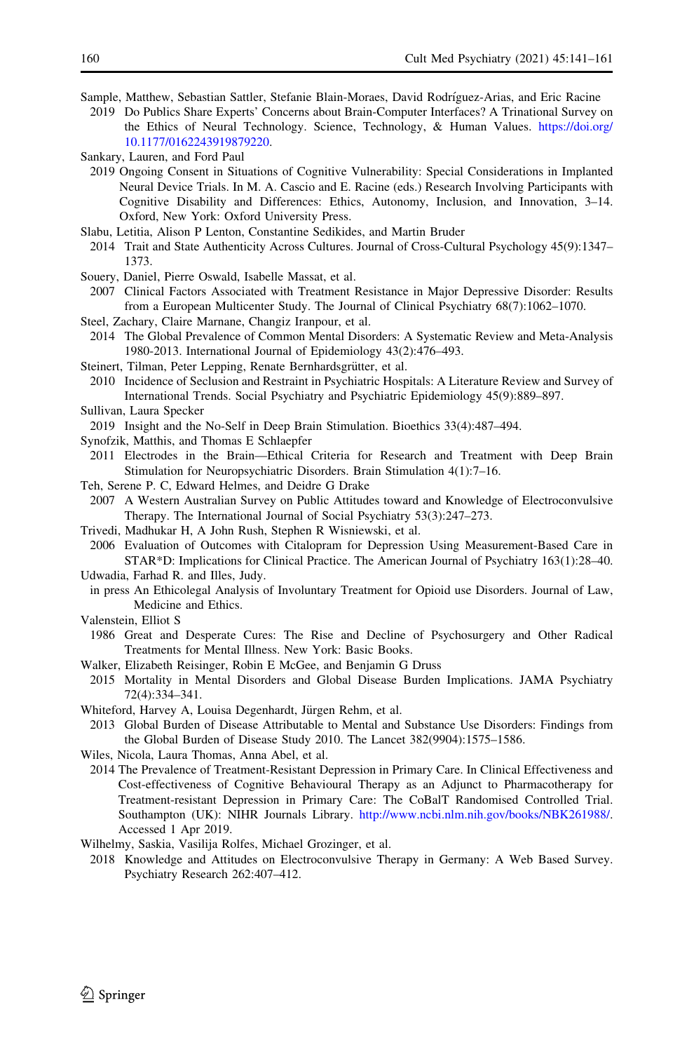Sample, Matthew, Sebastian Sattler, Stefanie Blain-Moraes, David Rodríguez-Arias, and Eric Racine
2019 Do Publics Share Experts' Concerns about Brain-Computer Interfaces? A Trinational Survey on the Ethics of Neural Technology. Science, Technology, & Human Values. https://doi.org/10.1177/0162243919879220.

Sankary, Lauren, and Ford Paul
2019 Ongoing Consent in Situations of Cognitive Vulnerability: Special Considerations in Implanted Neural Device Trials. In M. A. Cascio and E. Racine (eds.) Research Involving Participants with Cognitive Disability and Differences: Ethics, Autonomy, Inclusion, and Innovation, 3–14. Oxford, New York: Oxford University Press.

Slabu, Letitia, Alison P Lenton, Constantine Sedikides, and Martin Bruder
2014 Trait and State Authenticity Across Cultures. Journal of Cross-Cultural Psychology 45(9):1347–1373.

Souery, Daniel, Pierre Oswald, Isabelle Massat, et al.
2007 Clinical Factors Associated with Treatment Resistance in Major Depressive Disorder: Results from a European Multicenter Study. The Journal of Clinical Psychiatry 68(7):1062–1070.

Steel, Zachary, Claire Marnane, Changiz Iranpour, et al.
2014 The Global Prevalence of Common Mental Disorders: A Systematic Review and Meta-Analysis 1980-2013. International Journal of Epidemiology 43(2):476–493.

Steinert, Tilman, Peter Lepping, Renate Bernhardsgrütter, et al.
2010 Incidence of Seclusion and Restraint in Psychiatric Hospitals: A Literature Review and Survey of International Trends. Social Psychiatry and Psychiatric Epidemiology 45(9):889–897.

Sullivan, Laura Specker
2019 Insight and the No-Self in Deep Brain Stimulation. Bioethics 33(4):487–494.

Synofzik, Matthis, and Thomas E Schlaepfer
2011 Electrodes in the Brain—Ethical Criteria for Research and Treatment with Deep Brain Stimulation for Neuropsychiatric Disorders. Brain Stimulation 4(1):7–16.

Teh, Serene P. C, Edward Helmes, and Deidre G Drake
2007 A Western Australian Survey on Public Attitudes toward and Knowledge of Electroconvulsive Therapy. The International Journal of Social Psychiatry 53(3):247–273.

Trivedi, Madhukar H, A John Rush, Stephen R Wisniewski, et al.
2006 Evaluation of Outcomes with Citalopram for Depression Using Measurement-Based Care in STAR*D: Implications for Clinical Practice. The American Journal of Psychiatry 163(1):28–40.

Udwadia, Farhad R. and Illes, Judy.
in press An Ethicolegal Analysis of Involuntary Treatment for Opioid use Disorders. Journal of Law, Medicine and Ethics.

Valenstein, Elliot S
1986 Great and Desperate Cures: The Rise and Decline of Psychosurgery and Other Radical Treatments for Mental Illness. New York: Basic Books.

Walker, Elizabeth Reisinger, Robin E McGee, and Benjamin G Druss
2015 Mortality in Mental Disorders and Global Disease Burden Implications. JAMA Psychiatry 72(4):334–341.

Whiteford, Harvey A, Louisa Degenhardt, Jürgen Rehm, et al.
2013 Global Burden of Disease Attributable to Mental and Substance Use Disorders: Findings from the Global Burden of Disease Study 2010. The Lancet 382(9904):1575–1586.

Wiles, Nicola, Laura Thomas, Anna Abel, et al.
2014 The Prevalence of Treatment-Resistant Depression in Primary Care. In Clinical Effectiveness and Cost-effectiveness of Cognitive Behavioural Therapy as an Adjunct to Pharmacotherapy for Treatment-resistant Depression in Primary Care: The CoBalT Randomised Controlled Trial. Southampton (UK): NIHR Journals Library. http://www.ncbi.nlm.nih.gov/books/NBK261988/. Accessed 1 Apr 2019.

Wilhelmy, Saskia, Vasilija Rolfes, Michael Grozinger, et al.
2018 Knowledge and Attitudes on Electroconvulsive Therapy in Germany: A Web Based Survey. Psychiatry Research 262:407–412.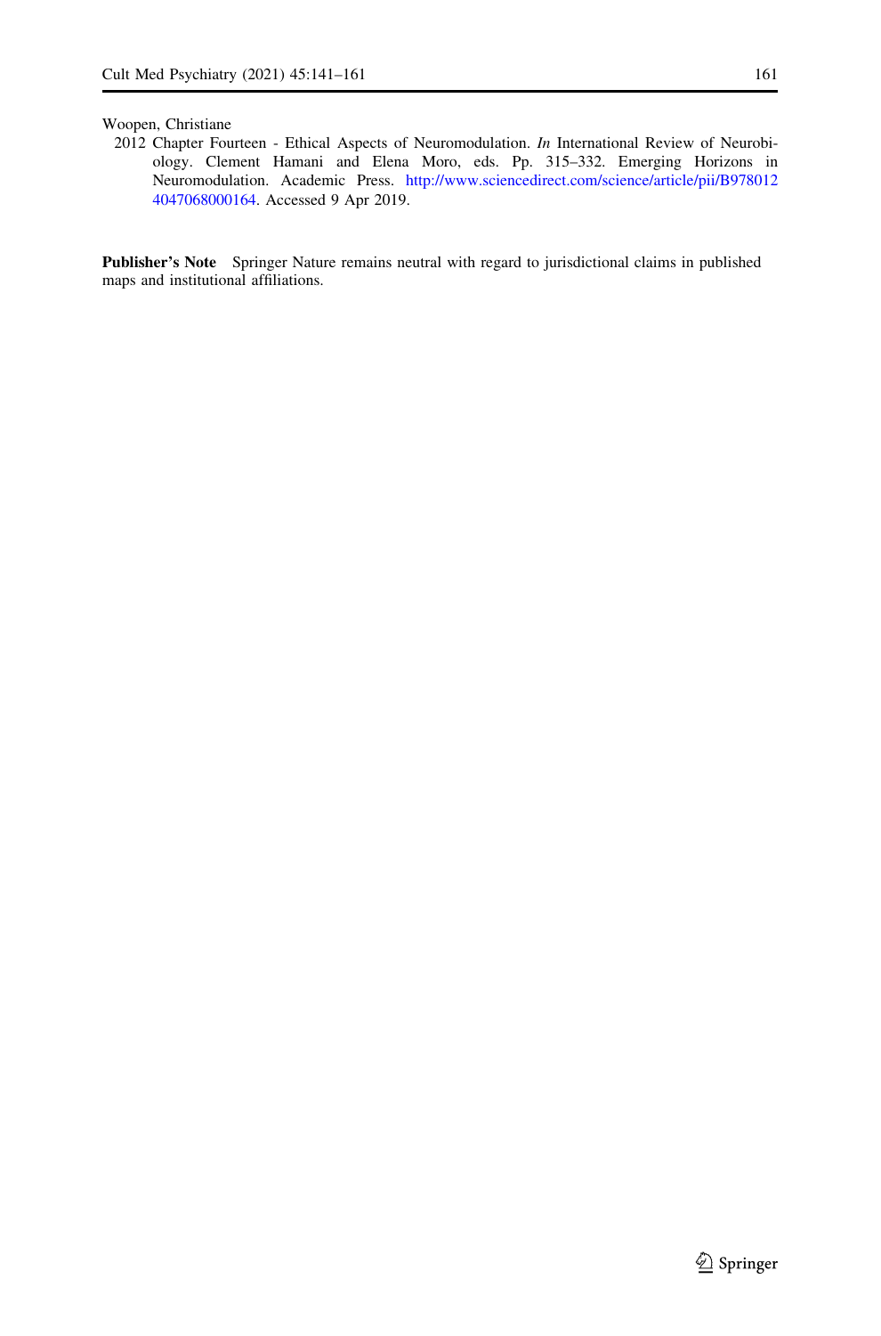Woopen, Christiane

2012 Chapter Fourteen - Ethical Aspects of Neuromodulation. *In* International Review of Neurobiology. Clement Hamani and Elena Moro, eds. Pp. 315–332. Emerging Horizons in Neuromodulation. Academic Press. http://www.sciencedirect.com/science/article/pii/B9780124047068000164. Accessed 9 Apr 2019.

**Publisher's Note** Springer Nature remains neutral with regard to jurisdictional claims in published maps and institutional affiliations.